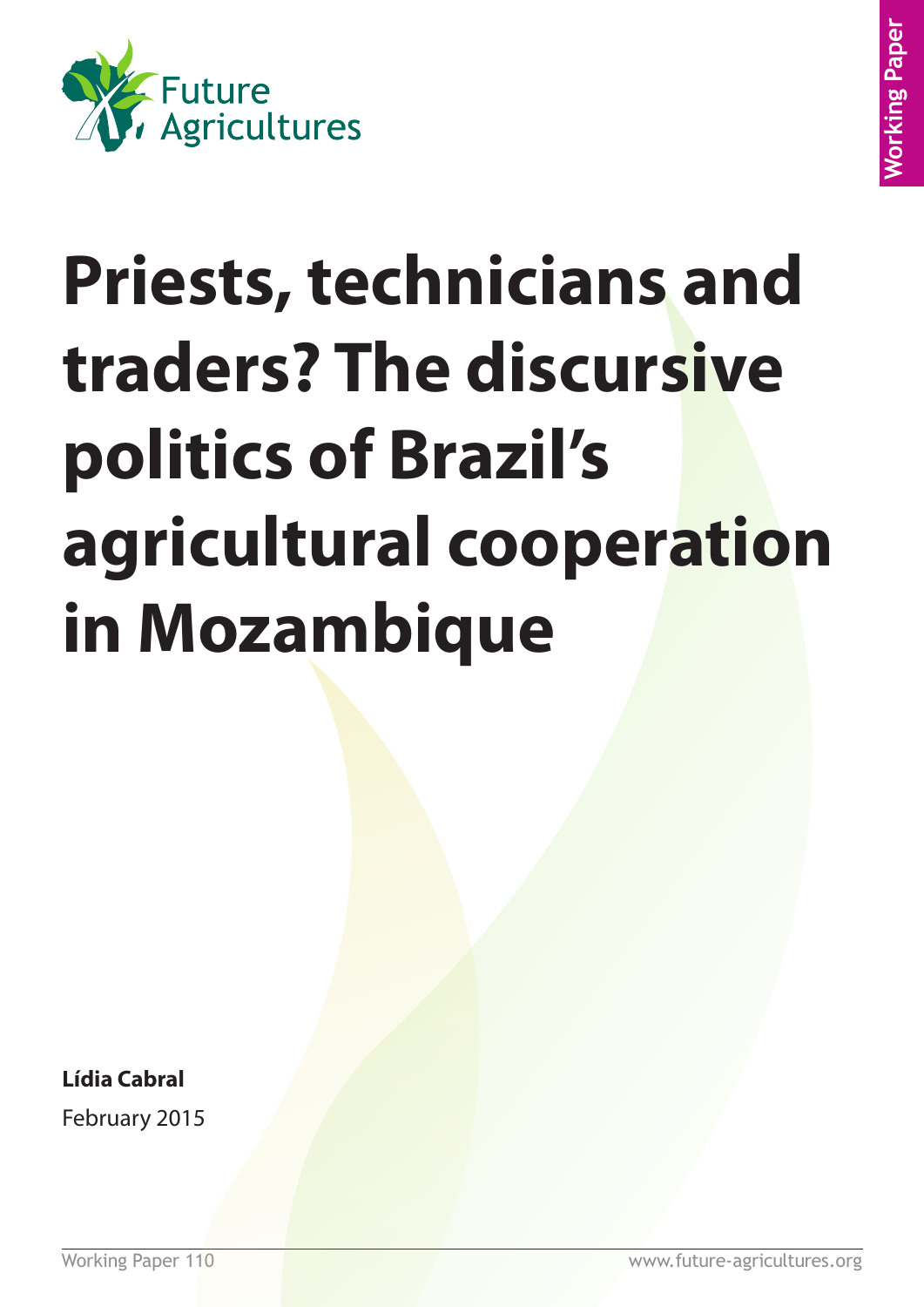Future Agricultures

Working Paper

# Priests, technicians and traders? The discursive politics of Brazil's agricultural cooperation in Mozambique

**Lídia Cabral**

February 2015

Working Paper 110

www.future-agricultures.org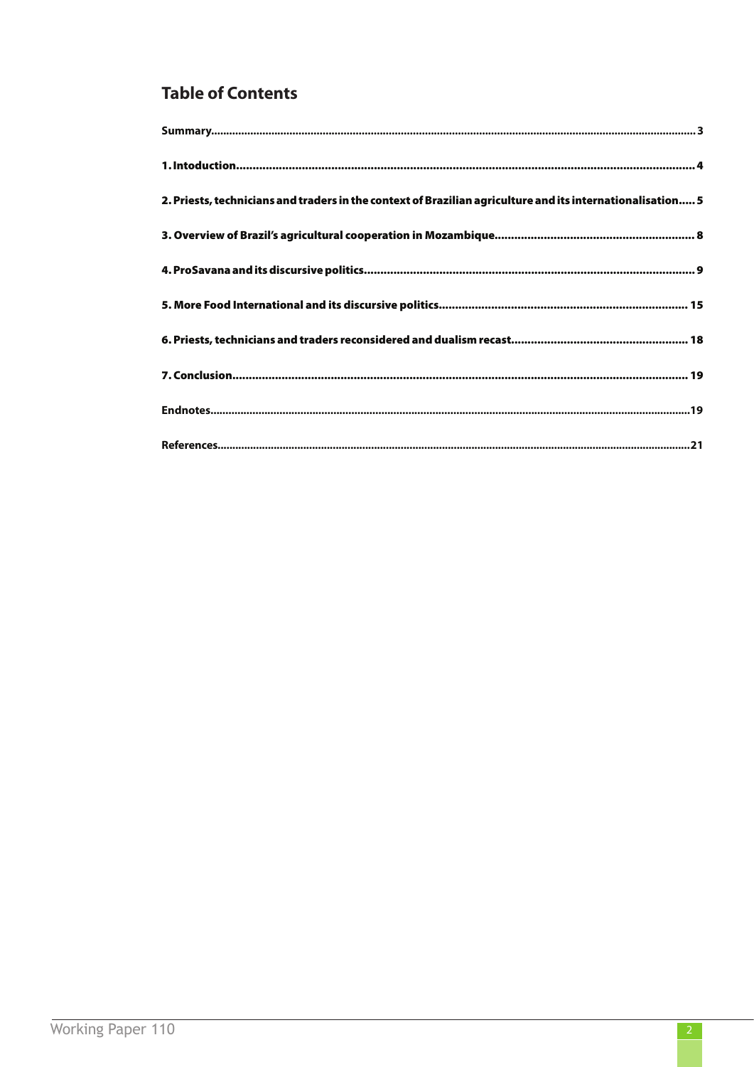## Table of Contents

**Summary** ..... 3

**1. Intoduction** ..... 4

**2. Priests, technicians and traders in the context of Brazilian agriculture and its internationalisation** ..... 5

**3. Overview of Brazil's agricultural cooperation in Mozambique** ..... 8

**4. ProSavana and its discursive politics** ..... 9

**5. More Food International and its discursive politics** ..... 15

**6. Priests, technicians and traders reconsidered and dualism recast** ..... 18

**7. Conclusion** ..... 19

**Endnotes** ..... 19

**References** ..... 21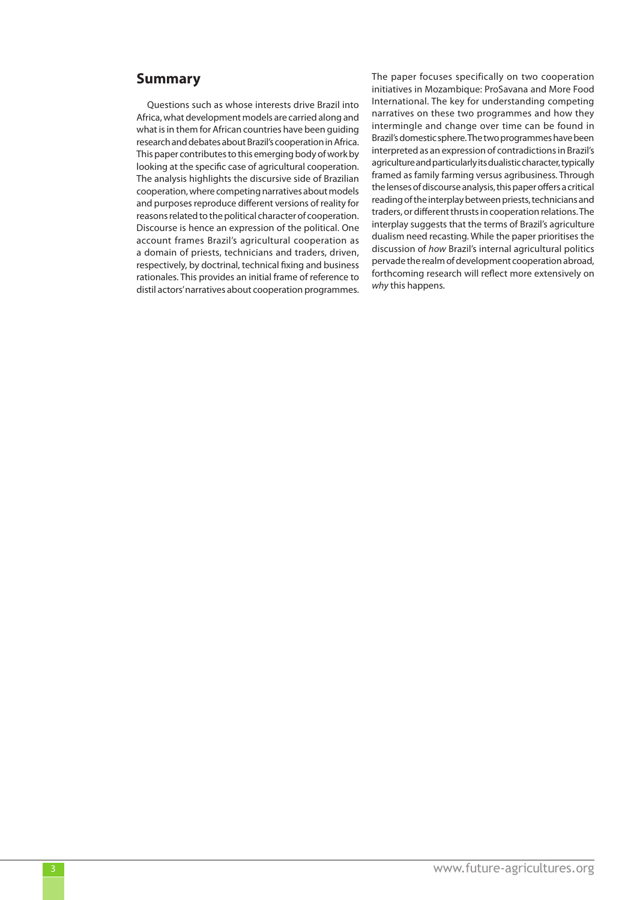## Summary

Questions such as whose interests drive Brazil into Africa, what development models are carried along and what is in them for African countries have been guiding research and debates about Brazil's cooperation in Africa. This paper contributes to this emerging body of work by looking at the specific case of agricultural cooperation. The analysis highlights the discursive side of Brazilian cooperation, where competing narratives about models and purposes reproduce different versions of reality for reasons related to the political character of cooperation. Discourse is hence an expression of the political. One account frames Brazil's agricultural cooperation as a domain of priests, technicians and traders, driven, respectively, by doctrinal, technical fixing and business rationales. This provides an initial frame of reference to distil actors' narratives about cooperation programmes.

The paper focuses specifically on two cooperation initiatives in Mozambique: ProSavana and More Food International. The key for understanding competing narratives on these two programmes and how they intermingle and change over time can be found in Brazil's domestic sphere. The two programmes have been interpreted as an expression of contradictions in Brazil's agriculture and particularly its dualistic character, typically framed as family farming versus agribusiness. Through the lenses of discourse analysis, this paper offers a critical reading of the interplay between priests, technicians and traders, or different thrusts in cooperation relations. The interplay suggests that the terms of Brazil's agriculture dualism need recasting. While the paper prioritises the discussion of *how* Brazil's internal agricultural politics pervade the realm of development cooperation abroad, forthcoming research will reflect more extensively on *why* this happens.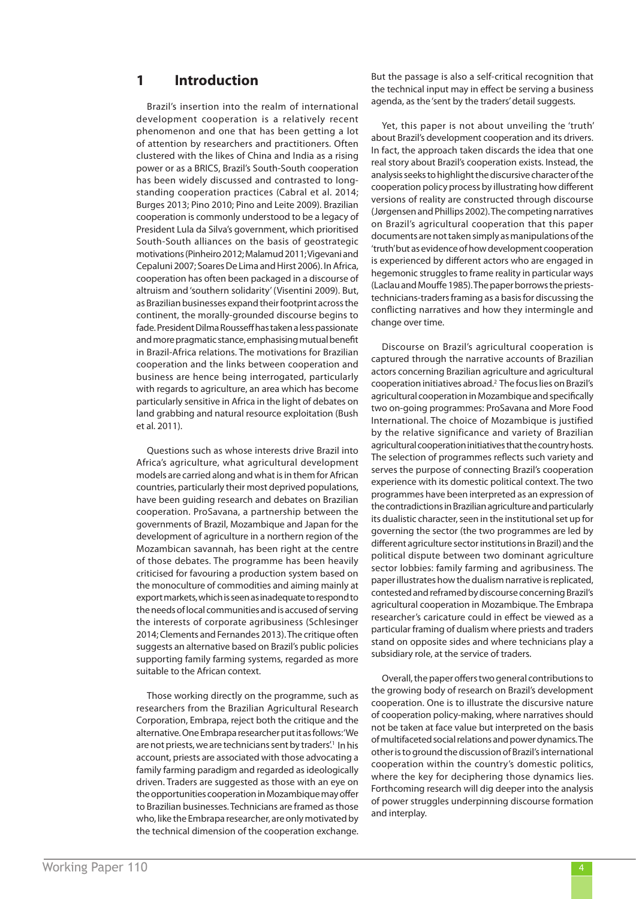# 1 Introduction

Brazil's insertion into the realm of international development cooperation is a relatively recent phenomenon and one that has been getting a lot of attention by researchers and practitioners. Often clustered with the likes of China and India as a rising power or as a BRICS, Brazil's South-South cooperation has been widely discussed and contrasted to long-standing cooperation practices (Cabral et al. 2014; Burges 2013; Pino 2010; Pino and Leite 2009). Brazilian cooperation is commonly understood to be a legacy of President Lula da Silva's government, which prioritised South-South alliances on the basis of geostrategic motivations (Pinheiro 2012; Malamud 2011; Vigevani and Cepaluni 2007; Soares De Lima and Hirst 2006). In Africa, cooperation has often been packaged in a discourse of altruism and 'southern solidarity' (Visentini 2009). But, as Brazilian businesses expand their footprint across the continent, the morally-grounded discourse begins to fade. President Dilma Rousseff has taken a less passionate and more pragmatic stance, emphasising mutual benefit in Brazil-Africa relations. The motivations for Brazilian cooperation and the links between cooperation and business are hence being interrogated, particularly with regards to agriculture, an area which has become particularly sensitive in Africa in the light of debates on land grabbing and natural resource exploitation (Bush et al. 2011).

Questions such as whose interests drive Brazil into Africa's agriculture, what agricultural development models are carried along and what is in them for African countries, particularly their most deprived populations, have been guiding research and debates on Brazilian cooperation. ProSavana, a partnership between the governments of Brazil, Mozambique and Japan for the development of agriculture in a northern region of the Mozambican savannah, has been right at the centre of those debates. The programme has been heavily criticised for favouring a production system based on the monoculture of commodities and aiming mainly at export markets, which is seen as inadequate to respond to the needs of local communities and is accused of serving the interests of corporate agribusiness (Schlesinger 2014; Clements and Fernandes 2013). The critique often suggests an alternative based on Brazil's public policies supporting family farming systems, regarded as more suitable to the African context.

Those working directly on the programme, such as researchers from the Brazilian Agricultural Research Corporation, Embrapa, reject both the critique and the alternative. One Embrapa researcher put it as follows: 'We are not priests, we are technicians sent by traders'.[1] In his account, priests are associated with those advocating a family farming paradigm and regarded as ideologically driven. Traders are suggested as those with an eye on the opportunities cooperation in Mozambique may offer to Brazilian businesses. Technicians are framed as those who, like the Embrapa researcher, are only motivated by the technical dimension of the cooperation exchange. But the passage is also a self-critical recognition that the technical input may in effect be serving a business agenda, as the 'sent by the traders' detail suggests.

Yet, this paper is not about unveiling the 'truth' about Brazil's development cooperation and its drivers. In fact, the approach taken discards the idea that one real story about Brazil's cooperation exists. Instead, the analysis seeks to highlight the discursive character of the cooperation policy process by illustrating how different versions of reality are constructed through discourse (Jørgensen and Phillips 2002). The competing narratives on Brazil's agricultural cooperation that this paper documents are not taken simply as manipulations of the 'truth' but as evidence of how development cooperation is experienced by different actors who are engaged in hegemonic struggles to frame reality in particular ways (Laclau and Mouffe 1985). The paper borrows the priests-technicians-traders framing as a basis for discussing the conflicting narratives and how they intermingle and change over time.

Discourse on Brazil's agricultural cooperation is captured through the narrative accounts of Brazilian actors concerning Brazilian agriculture and agricultural cooperation initiatives abroad.[2] The focus lies on Brazil's agricultural cooperation in Mozambique and specifically two on-going programmes: ProSavana and More Food International. The choice of Mozambique is justified by the relative significance and variety of Brazilian agricultural cooperation initiatives that the country hosts. The selection of programmes reflects such variety and serves the purpose of connecting Brazil's cooperation experience with its domestic political context. The two programmes have been interpreted as an expression of the contradictions in Brazilian agriculture and particularly its dualistic character, seen in the institutional set up for governing the sector (the two programmes are led by different agriculture sector institutions in Brazil) and the political dispute between two dominant agriculture sector lobbies: family farming and agribusiness. The paper illustrates how the dualism narrative is replicated, contested and reframed by discourse concerning Brazil's agricultural cooperation in Mozambique. The Embrapa researcher's caricature could in effect be viewed as a particular framing of dualism where priests and traders stand on opposite sides and where technicians play a subsidiary role, at the service of traders.

Overall, the paper offers two general contributions to the growing body of research on Brazil's development cooperation. One is to illustrate the discursive nature of cooperation policy-making, where narratives should not be taken at face value but interpreted on the basis of multifaceted social relations and power dynamics. The other is to ground the discussion of Brazil's international cooperation within the country's domestic politics, where the key for deciphering those dynamics lies. Forthcoming research will dig deeper into the analysis of power struggles underpinning discourse formation and interplay.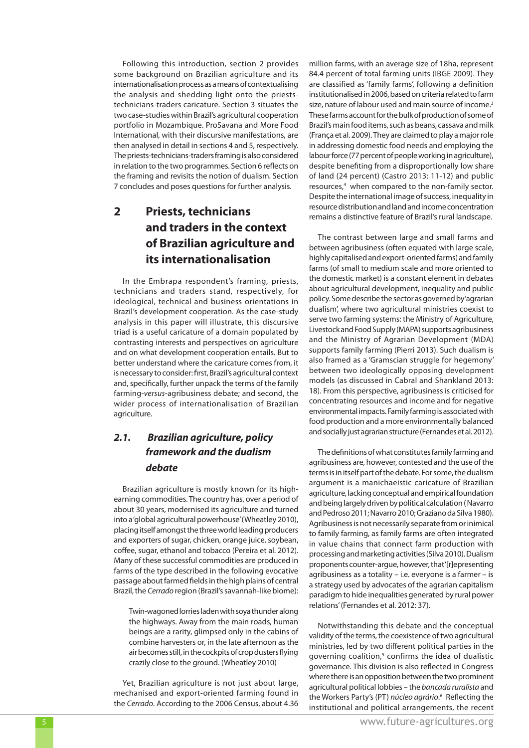Following this introduction, section 2 provides some background on Brazilian agriculture and its internationalisation process as a means of contextualising the analysis and shedding light onto the priests-technicians-traders caricature. Section 3 situates the two case-studies within Brazil's agricultural cooperation portfolio in Mozambique. ProSavana and More Food International, with their discursive manifestations, are then analysed in detail in sections 4 and 5, respectively. The priests-technicians-traders framing is also considered in relation to the two programmes. Section 6 reflects on the framing and revisits the notion of dualism. Section 7 concludes and poses questions for further analysis.

## 2 Priests, technicians and traders in the context of Brazilian agriculture and its internationalisation

In the Embrapa respondent's framing, priests, technicians and traders stand, respectively, for ideological, technical and business orientations in Brazil's development cooperation. As the case-study analysis in this paper will illustrate, this discursive triad is a useful caricature of a domain populated by contrasting interests and perspectives on agriculture and on what development cooperation entails. But to better understand where the caricature comes from, it is necessary to consider: first, Brazil's agricultural context and, specifically, further unpack the terms of the family farming-*versus*-agribusiness debate; and second, the wider process of internationalisation of Brazilian agriculture.

### *2.1. Brazilian agriculture, policy framework and the dualism debate*

Brazilian agriculture is mostly known for its high-earning commodities. The country has, over a period of about 30 years, modernised its agriculture and turned into a 'global agricultural powerhouse' (Wheatley 2010), placing itself amongst the three world leading producers and exporters of sugar, chicken, orange juice, soybean, coffee, sugar, ethanol and tobacco (Pereira et al. 2012). Many of these successful commodities are produced in farms of the type described in the following evocative passage about farmed fields in the high plains of central Brazil, the *Cerrado* region (Brazil's savannah-like biome):

> Twin-wagoned lorries laden with soya thunder along the highways. Away from the main roads, human beings are a rarity, glimpsed only in the cabins of combine harvesters or, in the late afternoon as the air becomes still, in the cockpits of crop dusters flying crazily close to the ground. (Wheatley 2010)

Yet, Brazilian agriculture is not just about large, mechanised and export-oriented farming found in the *Cerrado*. According to the 2006 Census, about 4.36 million farms, with an average size of 18ha, represent 84.4 percent of total farming units (IBGE 2009). They are classified as 'family farms', following a definition institutionalised in 2006, based on criteria related to farm size, nature of labour used and main source of income.[3] These farms account for the bulk of production of some of Brazil's main food items, such as beans, cassava and milk (França et al. 2009). They are claimed to play a major role in addressing domestic food needs and employing the labour force (77 percent of people working in agriculture), despite benefiting from a disproportionally low share of land (24 percent) (Castro 2013: 11-12) and public resources,[4] when compared to the non-family sector. Despite the international image of success, inequality in resource distribution and land and income concentration remains a distinctive feature of Brazil's rural landscape.

The contrast between large and small farms and between agribusiness (often equated with large scale, highly capitalised and export-oriented farms) and family farms (of small to medium scale and more oriented to the domestic market) is a constant element in debates about agricultural development, inequality and public policy. Some describe the sector as governed by 'agrarian dualism', where two agricultural ministries coexist to serve two farming systems: the Ministry of Agriculture, Livestock and Food Supply (MAPA) supports agribusiness and the Ministry of Agrarian Development (MDA) supports family farming (Pierri 2013). Such dualism is also framed as a 'Gramscian struggle for hegemony' between two ideologically opposing development models (as discussed in Cabral and Shankland 2013: 18). From this perspective, agribusiness is criticised for concentrating resources and income and for negative environmental impacts. Family farming is associated with food production and a more environmentally balanced and socially just agrarian structure (Fernandes et al. 2012).

The definitions of what constitutes family farming and agribusiness are, however, contested and the use of the terms is in itself part of the debate. For some, the dualism argument is a manichaeistic caricature of Brazilian agriculture, lacking conceptual and empirical foundation and being largely driven by political calculation (Navarro and Pedroso 2011; Navarro 2010; Graziano da Silva 1980). Agribusiness is not necessarily separate from or inimical to family farming, as family farms are often integrated in value chains that connect farm production with processing and marketing activities (Silva 2010). Dualism proponents counter-argue, however, that '[r]epresenting agribusiness as a totality – i.e. everyone is a farmer – is a strategy used by advocates of the agrarian capitalism paradigm to hide inequalities generated by rural power relations' (Fernandes et al. 2012: 37).

Notwithstanding this debate and the conceptual validity of the terms, the coexistence of two agricultural ministries, led by two different political parties in the governing coalition,[5] confirms the idea of dualistic governance. This division is also reflected in Congress where there is an opposition between the two prominent agricultural political lobbies – the *bancada ruralista* and the Workers Party's (PT) *núcleo agrário*.[6] Reflecting the institutional and political arrangements, the recent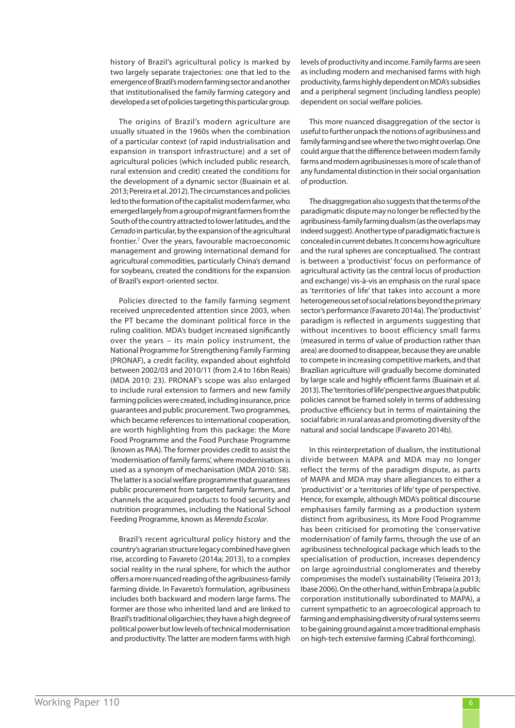history of Brazil's agricultural policy is marked by two largely separate trajectories: one that led to the emergence of Brazil's modern farming sector and another that institutionalised the family farming category and developed a set of policies targeting this particular group.

The origins of Brazil's modern agriculture are usually situated in the 1960s when the combination of a particular context (of rapid industrialisation and expansion in transport infrastructure) and a set of agricultural policies (which included public research, rural extension and credit) created the conditions for the development of a dynamic sector (Buainain et al. 2013; Pereira et al. 2012). The circumstances and policies led to the formation of the capitalist modern farmer, who emerged largely from a group of migrant farmers from the South of the country attracted to lower latitudes, and the *Cerrado* in particular, by the expansion of the agricultural frontier.[7] Over the years, favourable macroeconomic management and growing international demand for agricultural commodities, particularly China's demand for soybeans, created the conditions for the expansion of Brazil's export-oriented sector.

Policies directed to the family farming segment received unprecedented attention since 2003, when the PT became the dominant political force in the ruling coalition. MDA's budget increased significantly over the years – its main policy instrument, the National Programme for Strengthening Family Farming (PRONAF), a credit facility, expanded about eightfold between 2002/03 and 2010/11 (from 2.4 to 16bn Reais) (MDA 2010: 23). PRONAF's scope was also enlarged to include rural extension to farmers and new family farming policies were created, including insurance, price guarantees and public procurement. Two programmes, which became references to international cooperation, are worth highlighting from this package: the More Food Programme and the Food Purchase Programme (known as PAA). The former provides credit to assist the 'modernisation of family farms', where modernisation is used as a synonym of mechanisation (MDA 2010: 58). The latter is a social welfare programme that guarantees public procurement from targeted family farmers, and channels the acquired products to food security and nutrition programmes, including the National School Feeding Programme, known as *Merenda Escolar*.

Brazil's recent agricultural policy history and the country's agrarian structure legacy combined have given rise, according to Favareto (2014a; 2013), to a complex social reality in the rural sphere, for which the author offers a more nuanced reading of the agribusiness-family farming divide. In Favareto's formulation, agribusiness includes both backward and modern large farms. The former are those who inherited land and are linked to Brazil's traditional oligarchies; they have a high degree of political power but low levels of technical modernisation and productivity. The latter are modern farms with high levels of productivity and income. Family farms are seen as including modern and mechanised farms with high productivity, farms highly dependent on MDA's subsidies and a peripheral segment (including landless people) dependent on social welfare policies.

This more nuanced disaggregation of the sector is useful to further unpack the notions of agribusiness and family farming and see where the two might overlap. One could argue that the difference between modern family farms and modern agribusinesses is more of scale than of any fundamental distinction in their social organisation of production.

The disaggregation also suggests that the terms of the paradigmatic dispute may no longer be reflected by the agribusiness-family farming dualism (as the overlaps may indeed suggest). Another type of paradigmatic fracture is concealed in current debates. It concerns how agriculture and the rural spheres are conceptualised. The contrast is between a 'productivist' focus on performance of agricultural activity (as the central locus of production and exchange) vis-à-vis an emphasis on the rural space as 'territories of life' that takes into account a more heterogeneous set of social relations beyond the primary sector's performance (Favareto 2014a). The 'productivist' paradigm is reflected in arguments suggesting that without incentives to boost efficiency small farms (measured in terms of value of production rather than area) are doomed to disappear, because they are unable to compete in increasing competitive markets, and that Brazilian agriculture will gradually become dominated by large scale and highly efficient farms (Buainain et al. 2013). The 'territories of life' perspective argues that public policies cannot be framed solely in terms of addressing productive efficiency but in terms of maintaining the social fabric in rural areas and promoting diversity of the natural and social landscape (Favareto 2014b).

In this reinterpretation of dualism, the institutional divide between MAPA and MDA may no longer reflect the terms of the paradigm dispute, as parts of MAPA and MDA may share allegiances to either a 'productivist' or a 'territories of life' type of perspective. Hence, for example, although MDA's political discourse emphasises family farming as a production system distinct from agribusiness, its More Food Programme has been criticised for promoting the 'conservative modernisation' of family farms, through the use of an agribusiness technological package which leads to the specialisation of production, increases dependency on large agroindustrial conglomerates and thereby compromises the model's sustainability (Teixeira 2013; Ibase 2006). On the other hand, within Embrapa (a public corporation institutionally subordinated to MAPA), a current sympathetic to an agroecological approach to farming and emphasising diversity of rural systems seems to be gaining ground against a more traditional emphasis on high-tech extensive farming (Cabral forthcoming).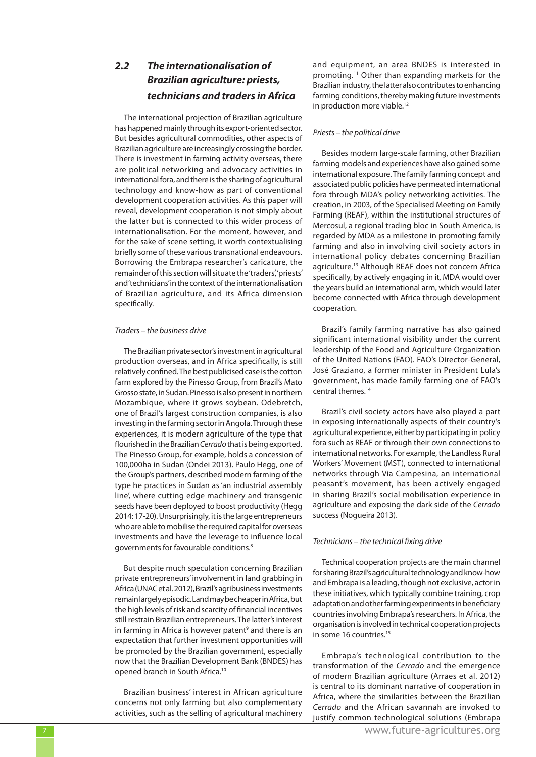## 2.2 *The internationalisation of Brazilian agriculture: priests, technicians and traders in Africa*

The international projection of Brazilian agriculture has happened mainly through its export-oriented sector. But besides agricultural commodities, other aspects of Brazilian agriculture are increasingly crossing the border. There is investment in farming activity overseas, there are political networking and advocacy activities in international fora, and there is the sharing of agricultural technology and know-how as part of conventional development cooperation activities. As this paper will reveal, development cooperation is not simply about the latter but is connected to this wider process of internationalisation. For the moment, however, and for the sake of scene setting, it worth contextualising briefly some of these various transnational endeavours. Borrowing the Embrapa researcher's caricature, the remainder of this section will situate the 'traders', 'priests' and 'technicians' in the context of the internationalisation of Brazilian agriculture, and its Africa dimension specifically.

*Traders – the business drive*

The Brazilian private sector's investment in agricultural production overseas, and in Africa specifically, is still relatively confined. The best publicised case is the cotton farm explored by the Pinesso Group, from Brazil's Mato Grosso state, in Sudan. Pinesso is also present in northern Mozambique, where it grows soybean. Odebretch, one of Brazil's largest construction companies, is also investing in the farming sector in Angola. Through these experiences, it is modern agriculture of the type that flourished in the Brazilian *Cerrado* that is being exported. The Pinesso Group, for example, holds a concession of 100,000ha in Sudan (Ondei 2013). Paulo Hegg, one of the Group's partners, described modern farming of the type he practices in Sudan as 'an industrial assembly line', where cutting edge machinery and transgenic seeds have been deployed to boost productivity (Hegg 2014: 17-20). Unsurprisingly, it is the large entrepreneurs who are able to mobilise the required capital for overseas investments and have the leverage to influence local governments for favourable conditions.[8]

But despite much speculation concerning Brazilian private entrepreneurs' involvement in land grabbing in Africa (UNAC et al. 2012), Brazil's agribusiness investments remain largely episodic. Land may be cheaper in Africa, but the high levels of risk and scarcity of financial incentives still restrain Brazilian entrepreneurs. The latter's interest in farming in Africa is however patent[9] and there is an expectation that further investment opportunities will be promoted by the Brazilian government, especially now that the Brazilian Development Bank (BNDES) has opened branch in South Africa.[10]

Brazilian business' interest in African agriculture concerns not only farming but also complementary activities, such as the selling of agricultural machinery and equipment, an area BNDES is interested in promoting.[11] Other than expanding markets for the Brazilian industry, the latter also contributes to enhancing farming conditions, thereby making future investments in production more viable.[12]

*Priests – the political drive*

Besides modern large-scale farming, other Brazilian farming models and experiences have also gained some international exposure. The family farming concept and associated public policies have permeated international fora through MDA's policy networking activities. The creation, in 2003, of the Specialised Meeting on Family Farming (REAF), within the institutional structures of Mercosul, a regional trading bloc in South America, is regarded by MDA as a milestone in promoting family farming and also in involving civil society actors in international policy debates concerning Brazilian agriculture.[13] Although REAF does not concern Africa specifically, by actively engaging in it, MDA would over the years build an international arm, which would later become connected with Africa through development cooperation.

Brazil's family farming narrative has also gained significant international visibility under the current leadership of the Food and Agriculture Organization of the United Nations (FAO). FAO's Director-General, José Graziano, a former minister in President Lula's government, has made family farming one of FAO's central themes.[14]

Brazil's civil society actors have also played a part in exposing internationally aspects of their country's agricultural experience, either by participating in policy fora such as REAF or through their own connections to international networks. For example, the Landless Rural Workers' Movement (MST), connected to international networks through Via Campesina, an international peasant's movement, has been actively engaged in sharing Brazil's social mobilisation experience in agriculture and exposing the dark side of the *Cerrado* success (Nogueira 2013).

*Technicians – the technical fixing drive*

Technical cooperation projects are the main channel for sharing Brazil's agricultural technology and know-how and Embrapa is a leading, though not exclusive, actor in these initiatives, which typically combine training, crop adaptation and other farming experiments in beneficiary countries involving Embrapa's researchers. In Africa, the organisation is involved in technical cooperation projects in some 16 countries.[15]

Embrapa's technological contribution to the transformation of the *Cerrado* and the emergence of modern Brazilian agriculture (Arraes et al. 2012) is central to its dominant narrative of cooperation in Africa, where the similarities between the Brazilian *Cerrado* and the African savannah are invoked to justify common technological solutions (Embrapa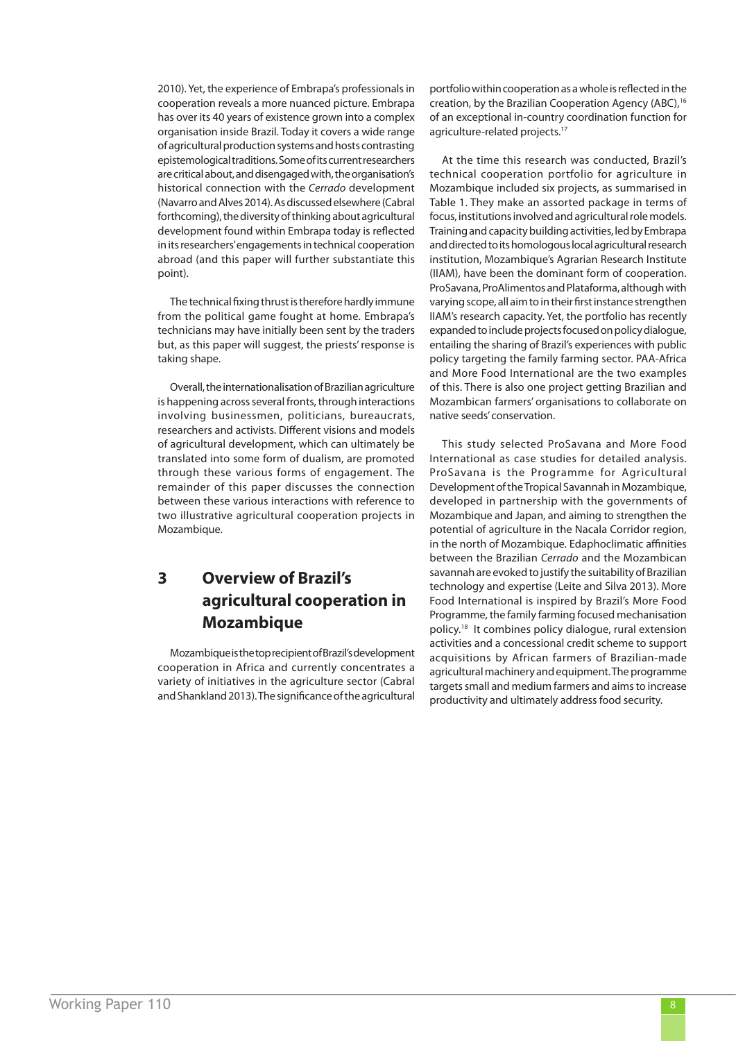2010). Yet, the experience of Embrapa's professionals in cooperation reveals a more nuanced picture. Embrapa has over its 40 years of existence grown into a complex organisation inside Brazil. Today it covers a wide range of agricultural production systems and hosts contrasting epistemological traditions. Some of its current researchers are critical about, and disengaged with, the organisation's historical connection with the *Cerrado* development (Navarro and Alves 2014). As discussed elsewhere (Cabral forthcoming), the diversity of thinking about agricultural development found within Embrapa today is reflected in its researchers' engagements in technical cooperation abroad (and this paper will further substantiate this point).

The technical fixing thrust is therefore hardly immune from the political game fought at home. Embrapa's technicians may have initially been sent by the traders but, as this paper will suggest, the priests' response is taking shape.

Overall, the internationalisation of Brazilian agriculture is happening across several fronts, through interactions involving businessmen, politicians, bureaucrats, researchers and activists. Different visions and models of agricultural development, which can ultimately be translated into some form of dualism, are promoted through these various forms of engagement. The remainder of this paper discusses the connection between these various interactions with reference to two illustrative agricultural cooperation projects in Mozambique.

## 3 Overview of Brazil's agricultural cooperation in Mozambique

Mozambique is the top recipient of Brazil's development cooperation in Africa and currently concentrates a variety of initiatives in the agriculture sector (Cabral and Shankland 2013). The significance of the agricultural portfolio within cooperation as a whole is reflected in the creation, by the Brazilian Cooperation Agency (ABC),[16] of an exceptional in-country coordination function for agriculture-related projects.[17]

At the time this research was conducted, Brazil's technical cooperation portfolio for agriculture in Mozambique included six projects, as summarised in Table 1. They make an assorted package in terms of focus, institutions involved and agricultural role models. Training and capacity building activities, led by Embrapa and directed to its homologous local agricultural research institution, Mozambique's Agrarian Research Institute (IIAM), have been the dominant form of cooperation. ProSavana, ProAlimentos and Plataforma, although with varying scope, all aim to in their first instance strengthen IIAM's research capacity. Yet, the portfolio has recently expanded to include projects focused on policy dialogue, entailing the sharing of Brazil's experiences with public policy targeting the family farming sector. PAA-Africa and More Food International are the two examples of this. There is also one project getting Brazilian and Mozambican farmers' organisations to collaborate on native seeds' conservation.

This study selected ProSavana and More Food International as case studies for detailed analysis. ProSavana is the Programme for Agricultural Development of the Tropical Savannah in Mozambique, developed in partnership with the governments of Mozambique and Japan, and aiming to strengthen the potential of agriculture in the Nacala Corridor region, in the north of Mozambique. Edaphoclimatic affinities between the Brazilian *Cerrado* and the Mozambican savannah are evoked to justify the suitability of Brazilian technology and expertise (Leite and Silva 2013). More Food International is inspired by Brazil's More Food Programme, the family farming focused mechanisation policy.[18] It combines policy dialogue, rural extension activities and a concessional credit scheme to support acquisitions by African farmers of Brazilian-made agricultural machinery and equipment. The programme targets small and medium farmers and aims to increase productivity and ultimately address food security.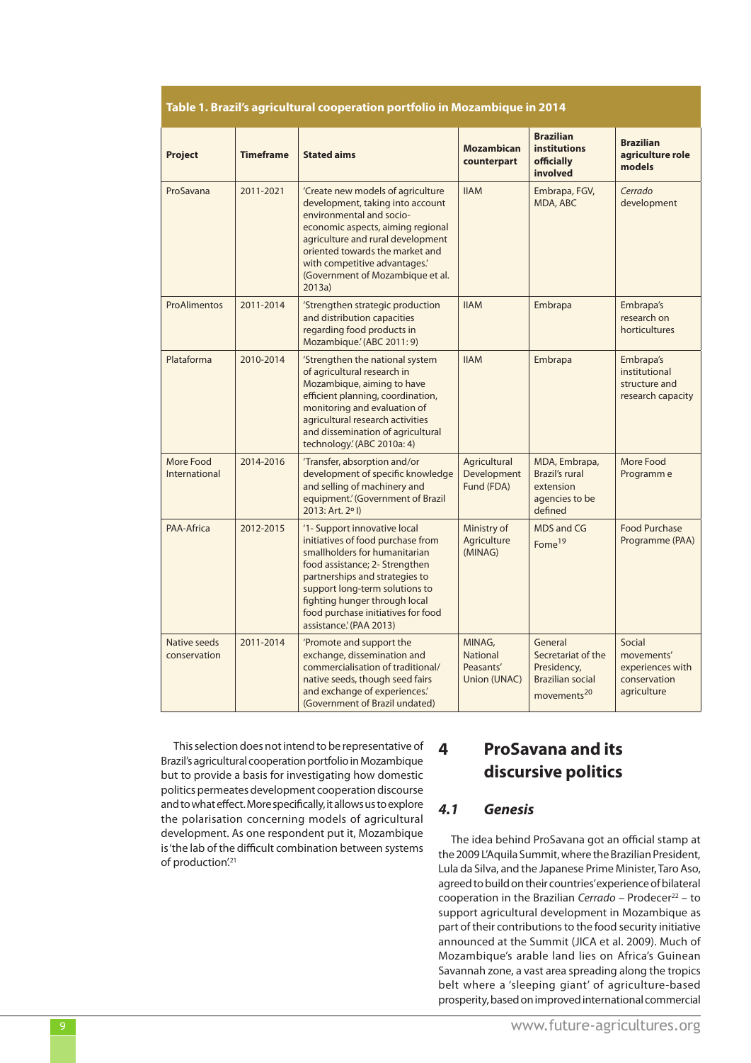**Table 1. Brazil's agricultural cooperation portfolio in Mozambique in 2014**

| Project | Timeframe | Stated aims | Mozambican counterpart | Brazilian institutions officially involved | Brazilian agriculture role models |
|---|---|---|---|---|---|
| ProSavana | 2011-2021 | 'Create new models of agriculture development, taking into account environmental and socio-economic aspects, aiming regional agriculture and rural development oriented towards the market and with competitive advantages.' (Government of Mozambique et al. 2013a) | IIAM | Embrapa, FGV, MDA, ABC | *Cerrado* development |
| ProAlimentos | 2011-2014 | 'Strengthen strategic production and distribution capacities regarding food products in Mozambique.' (ABC 2011: 9) | IIAM | Embrapa | Embrapa's research on horticultures |
| Plataforma | 2010-2014 | 'Strengthen the national system of agricultural research in Mozambique, aiming to have efficient planning, coordination, monitoring and evaluation of agricultural research activities and dissemination of agricultural technology.' (ABC 2010a: 4) | IIAM | Embrapa | Embrapa's institutional structure and research capacity |
| More Food International | 2014-2016 | 'Transfer, absorption and/or development of specific knowledge and selling of machinery and equipment.' (Government of Brazil 2013: Art. 2º I) | Agricultural Development Fund (FDA) | MDA, Embrapa, Brazil's rural extension agencies to be defined | More Food Programm e |
| PAA-Africa | 2012-2015 | '1- Support innovative local initiatives of food purchase from smallholders for humanitarian food assistance; 2- Strengthen partnerships and strategies to support long-term solutions to fighting hunger through local food purchase initiatives for food assistance.' (PAA 2013) | Ministry of Agriculture (MINAG) | MDS and CG Fome[19] | Food Purchase Programme (PAA) |
| Native seeds conservation | 2011-2014 | 'Promote and support the exchange, dissemination and commercialisation of traditional/ native seeds, though seed fairs and exchange of experiences.' (Government of Brazil undated) | MINAG, National Peasants' Union (UNAC) | General Secretariat of the Presidency, Brazilian social movements[20] | Social movements' experiences with conservation agriculture |

This selection does not intend to be representative of Brazil's agricultural cooperation portfolio in Mozambique but to provide a basis for investigating how domestic politics permeates development cooperation discourse and to what effect. More specifically, it allows us to explore the polarisation concerning models of agricultural development. As one respondent put it, Mozambique is 'the lab of the difficult combination between systems of production'.[21]

# 4 ProSavana and its discursive politics

## 4.1 Genesis

The idea behind ProSavana got an official stamp at the 2009 L'Aquila Summit, where the Brazilian President, Lula da Silva, and the Japanese Prime Minister, Taro Aso, agreed to build on their countries' experience of bilateral cooperation in the Brazilian *Cerrado* – Prodecer[22] – to support agricultural development in Mozambique as part of their contributions to the food security initiative announced at the Summit (JICA et al. 2009). Much of Mozambique's arable land lies on Africa's Guinean Savannah zone, a vast area spreading along the tropics belt where a 'sleeping giant' of agriculture-based prosperity, based on improved international commercial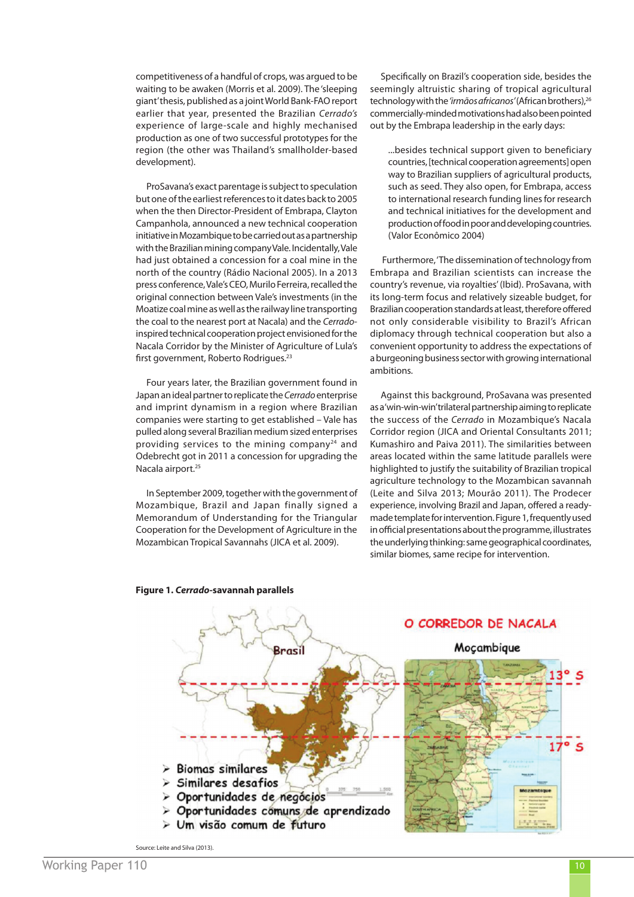competitiveness of a handful of crops, was argued to be waiting to be awaken (Morris et al. 2009). The 'sleeping giant' thesis, published as a joint World Bank-FAO report earlier that year, presented the Brazilian *Cerrado's* experience of large-scale and highly mechanised production as one of two successful prototypes for the region (the other was Thailand's smallholder-based development).

ProSavana's exact parentage is subject to speculation but one of the earliest references to it dates back to 2005 when the then Director-President of Embrapa, Clayton Campanhola, announced a new technical cooperation initiative in Mozambique to be carried out as a partnership with the Brazilian mining company Vale. Incidentally, Vale had just obtained a concession for a coal mine in the north of the country (Rádio Nacional 2005). In a 2013 press conference, Vale's CEO, Murilo Ferreira, recalled the original connection between Vale's investments (in the Moatize coal mine as well as the railway line transporting the coal to the nearest port at Nacala) and the *Cerrado*-inspired technical cooperation project envisioned for the Nacala Corridor by the Minister of Agriculture of Lula's first government, Roberto Rodrigues.[23]

Four years later, the Brazilian government found in Japan an ideal partner to replicate the *Cerrado* enterprise and imprint dynamism in a region where Brazilian companies were starting to get established – Vale has pulled along several Brazilian medium sized enterprises providing services to the mining company[24] and Odebrecht got in 2011 a concession for upgrading the Nacala airport.[25]

In September 2009, together with the government of Mozambique, Brazil and Japan finally signed a Memorandum of Understanding for the Triangular Cooperation for the Development of Agriculture in the Mozambican Tropical Savannahs (JICA et al. 2009).

Specifically on Brazil's cooperation side, besides the seemingly altruistic sharing of tropical agricultural technology with the *'irmãos africanos'* (African brothers),[26] commercially-minded motivations had also been pointed out by the Embrapa leadership in the early days:

> ...besides technical support given to beneficiary countries, [technical cooperation agreements] open way to Brazilian suppliers of agricultural products, such as seed. They also open, for Embrapa, access to international research funding lines for research and technical initiatives for the development and production of food in poor and developing countries. (Valor Econômico 2004)

Furthermore, 'The dissemination of technology from Embrapa and Brazilian scientists can increase the country's revenue, via royalties' (Ibid). ProSavana, with its long-term focus and relatively sizeable budget, for Brazilian cooperation standards at least, therefore offered not only considerable visibility to Brazil's African diplomacy through technical cooperation but also a convenient opportunity to address the expectations of a burgeoning business sector with growing international ambitions.

Against this background, ProSavana was presented as a 'win-win-win' trilateral partnership aiming to replicate the success of the *Cerrado* in Mozambique's Nacala Corridor region (JICA and Oriental Consultants 2011; Kumashiro and Paiva 2011). The similarities between areas located within the same latitude parallels were highlighted to justify the suitability of Brazilian tropical agriculture technology to the Mozambican savannah (Leite and Silva 2013; Mourão 2011). The Prodecer experience, involving Brazil and Japan, offered a ready-made template for intervention. Figure 1, frequently used in official presentations about the programme, illustrates the underlying thinking: same geographical coordinates, similar biomes, same recipe for intervention.

**Figure 1. *Cerrado*-savannah parallels**

Source: Leite and Silva (2013).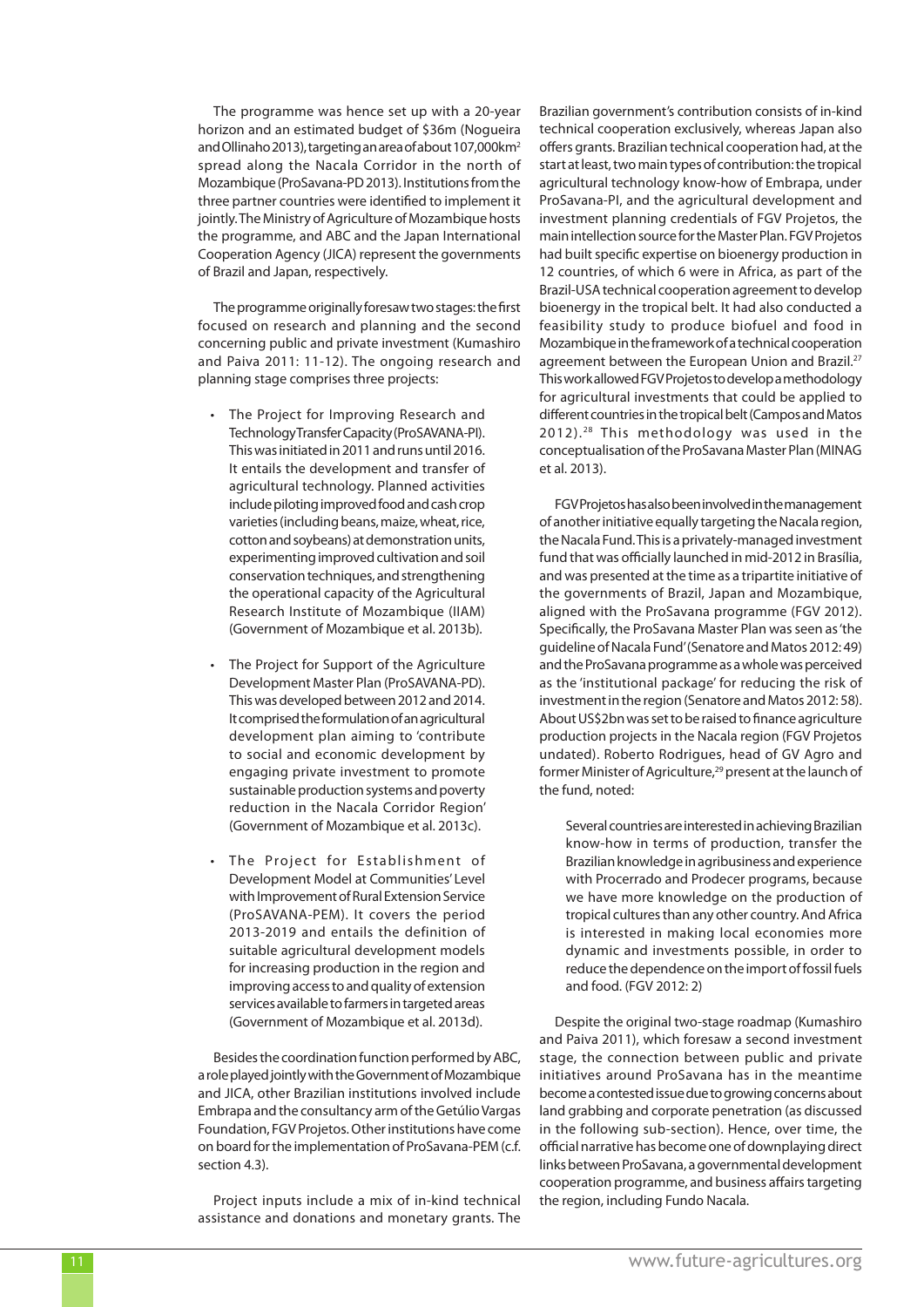The programme was hence set up with a 20-year horizon and an estimated budget of \$36m (Nogueira and Ollinaho 2013), targeting an area of about 107,000km$^2$ spread along the Nacala Corridor in the north of Mozambique (ProSavana-PD 2013). Institutions from the three partner countries were identified to implement it jointly. The Ministry of Agriculture of Mozambique hosts the programme, and ABC and the Japan International Cooperation Agency (JICA) represent the governments of Brazil and Japan, respectively.

The programme originally foresaw two stages: the first focused on research and planning and the second concerning public and private investment (Kumashiro and Paiva 2011: 11-12). The ongoing research and planning stage comprises three projects:

- The Project for Improving Research and Technology Transfer Capacity (ProSAVANA-PI). This was initiated in 2011 and runs until 2016. It entails the development and transfer of agricultural technology. Planned activities include piloting improved food and cash crop varieties (including beans, maize, wheat, rice, cotton and soybeans) at demonstration units, experimenting improved cultivation and soil conservation techniques, and strengthening the operational capacity of the Agricultural Research Institute of Mozambique (IIAM) (Government of Mozambique et al. 2013b).

- The Project for Support of the Agriculture Development Master Plan (ProSAVANA-PD). This was developed between 2012 and 2014. It comprised the formulation of an agricultural development plan aiming to 'contribute to social and economic development by engaging private investment to promote sustainable production systems and poverty reduction in the Nacala Corridor Region' (Government of Mozambique et al. 2013c).

- The Project for Establishment of Development Model at Communities' Level with Improvement of Rural Extension Service (ProSAVANA-PEM). It covers the period 2013-2019 and entails the definition of suitable agricultural development models for increasing production in the region and improving access to and quality of extension services available to farmers in targeted areas (Government of Mozambique et al. 2013d).

Besides the coordination function performed by ABC, a role played jointly with the Government of Mozambique and JICA, other Brazilian institutions involved include Embrapa and the consultancy arm of the Getúlio Vargas Foundation, FGV Projetos. Other institutions have come on board for the implementation of ProSavana-PEM (c.f. section 4.3).

Project inputs include a mix of in-kind technical assistance and donations and monetary grants. The Brazilian government's contribution consists of in-kind technical cooperation exclusively, whereas Japan also offers grants. Brazilian technical cooperation had, at the start at least, two main types of contribution: the tropical agricultural technology know-how of Embrapa, under ProSavana-PI, and the agricultural development and investment planning credentials of FGV Projetos, the main intellection source for the Master Plan. FGV Projetos had built specific expertise on bioenergy production in 12 countries, of which 6 were in Africa, as part of the Brazil-USA technical cooperation agreement to develop bioenergy in the tropical belt. It had also conducted a feasibility study to produce biofuel and food in Mozambique in the framework of a technical cooperation agreement between the European Union and Brazil.[27] This work allowed FGV Projetos to develop a methodology for agricultural investments that could be applied to different countries in the tropical belt (Campos and Matos 2012).[28] This methodology was used in the conceptualisation of the ProSavana Master Plan (MINAG et al. 2013).

FGV Projetos has also been involved in the management of another initiative equally targeting the Nacala region, the Nacala Fund. This is a privately-managed investment fund that was officially launched in mid-2012 in Brasília, and was presented at the time as a tripartite initiative of the governments of Brazil, Japan and Mozambique, aligned with the ProSavana programme (FGV 2012). Specifically, the ProSavana Master Plan was seen as 'the guideline of Nacala Fund' (Senatore and Matos 2012: 49) and the ProSavana programme as a whole was perceived as the 'institutional package' for reducing the risk of investment in the region (Senatore and Matos 2012: 58). About US\$2bn was set to be raised to finance agriculture production projects in the Nacala region (FGV Projetos undated). Roberto Rodrigues, head of GV Agro and former Minister of Agriculture,[29] present at the launch of the fund, noted:

> Several countries are interested in achieving Brazilian know-how in terms of production, transfer the Brazilian knowledge in agribusiness and experience with Procerrado and Prodecer programs, because we have more knowledge on the production of tropical cultures than any other country. And Africa is interested in making local economies more dynamic and investments possible, in order to reduce the dependence on the import of fossil fuels and food. (FGV 2012: 2)

Despite the original two-stage roadmap (Kumashiro and Paiva 2011), which foresaw a second investment stage, the connection between public and private initiatives around ProSavana has in the meantime become a contested issue due to growing concerns about land grabbing and corporate penetration (as discussed in the following sub-section). Hence, over time, the official narrative has become one of downplaying direct links between ProSavana, a governmental development cooperation programme, and business affairs targeting the region, including Fundo Nacala.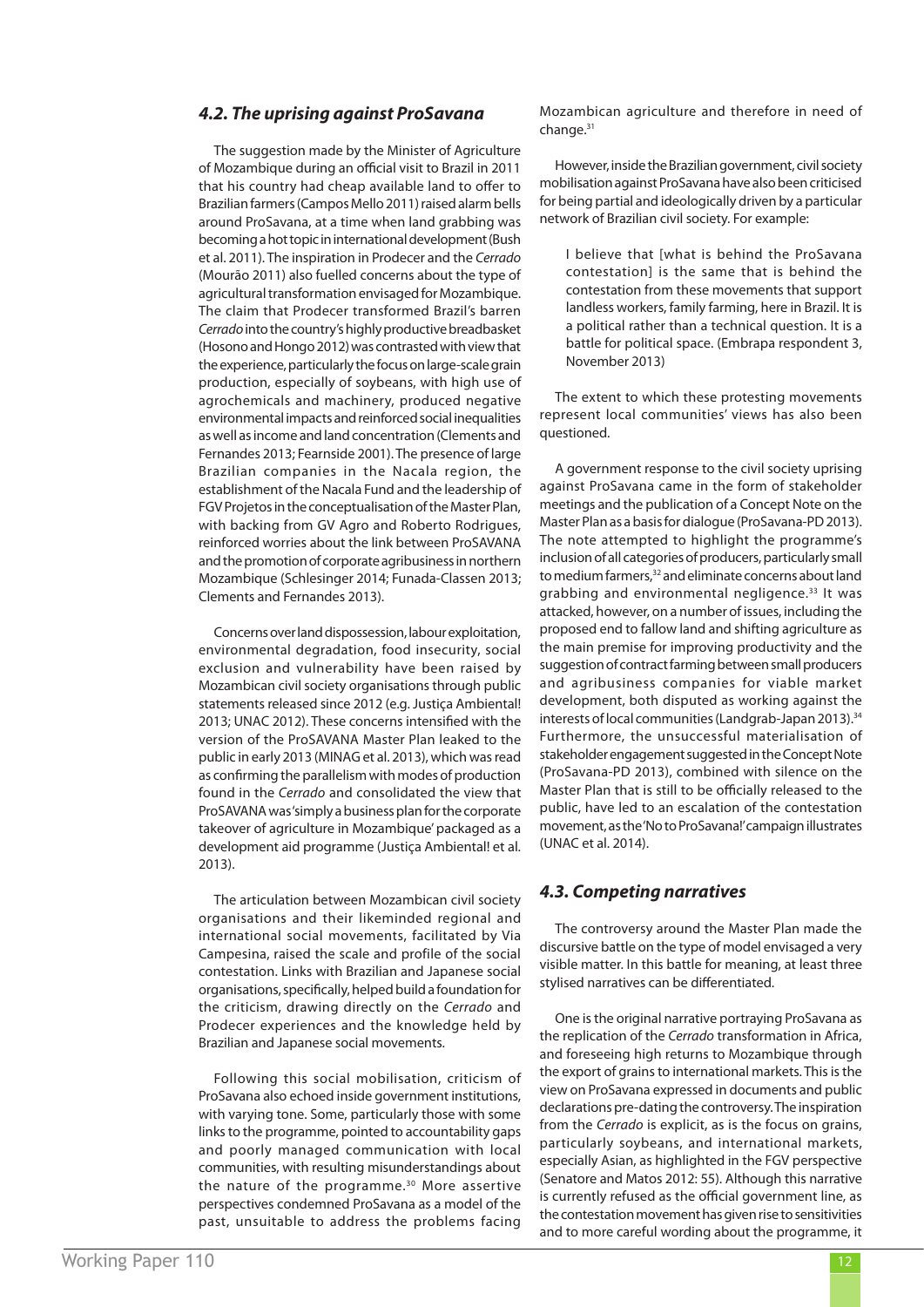### *4.2. The uprising against ProSavana*

The suggestion made by the Minister of Agriculture of Mozambique during an official visit to Brazil in 2011 that his country had cheap available land to offer to Brazilian farmers (Campos Mello 2011) raised alarm bells around ProSavana, at a time when land grabbing was becoming a hot topic in international development (Bush et al. 2011). The inspiration in Prodecer and the *Cerrado* (Mourão 2011) also fuelled concerns about the type of agricultural transformation envisaged for Mozambique. The claim that Prodecer transformed Brazil's barren *Cerrado* into the country's highly productive breadbasket (Hosono and Hongo 2012) was contrasted with view that the experience, particularly the focus on large-scale grain production, especially of soybeans, with high use of agrochemicals and machinery, produced negative environmental impacts and reinforced social inequalities as well as income and land concentration (Clements and Fernandes 2013; Fearnside 2001). The presence of large Brazilian companies in the Nacala region, the establishment of the Nacala Fund and the leadership of FGV Projetos in the conceptualisation of the Master Plan, with backing from GV Agro and Roberto Rodrigues, reinforced worries about the link between ProSAVANA and the promotion of corporate agribusiness in northern Mozambique (Schlesinger 2014; Funada-Classen 2013; Clements and Fernandes 2013).

Concerns over land dispossession, labour exploitation, environmental degradation, food insecurity, social exclusion and vulnerability have been raised by Mozambican civil society organisations through public statements released since 2012 (e.g. Justiça Ambiental! 2013; UNAC 2012). These concerns intensified with the version of the ProSAVANA Master Plan leaked to the public in early 2013 (MINAG et al. 2013), which was read as confirming the parallelism with modes of production found in the *Cerrado* and consolidated the view that ProSAVANA was 'simply a business plan for the corporate takeover of agriculture in Mozambique' packaged as a development aid programme (Justiça Ambiental! et al. 2013).

The articulation between Mozambican civil society organisations and their likeminded regional and international social movements, facilitated by Via Campesina, raised the scale and profile of the social contestation. Links with Brazilian and Japanese social organisations, specifically, helped build a foundation for the criticism, drawing directly on the *Cerrado* and Prodecer experiences and the knowledge held by Brazilian and Japanese social movements.

Following this social mobilisation, criticism of ProSavana also echoed inside government institutions, with varying tone. Some, particularly those with some links to the programme, pointed to accountability gaps and poorly managed communication with local communities, with resulting misunderstandings about the nature of the programme.[30] More assertive perspectives condemned ProSavana as a model of the past, unsuitable to address the problems facing Mozambican agriculture and therefore in need of change.[31]

However, inside the Brazilian government, civil society mobilisation against ProSavana have also been criticised for being partial and ideologically driven by a particular network of Brazilian civil society. For example:

> I believe that [what is behind the ProSavana contestation] is the same that is behind the contestation from these movements that support landless workers, family farming, here in Brazil. It is a political rather than a technical question. It is a battle for political space. (Embrapa respondent 3, November 2013)

The extent to which these protesting movements represent local communities' views has also been questioned.

A government response to the civil society uprising against ProSavana came in the form of stakeholder meetings and the publication of a Concept Note on the Master Plan as a basis for dialogue (ProSavana-PD 2013). The note attempted to highlight the programme's inclusion of all categories of producers, particularly small to medium farmers,[32] and eliminate concerns about land grabbing and environmental negligence.[33] It was attacked, however, on a number of issues, including the proposed end to fallow land and shifting agriculture as the main premise for improving productivity and the suggestion of contract farming between small producers and agribusiness companies for viable market development, both disputed as working against the interests of local communities (Landgrab-Japan 2013).[34] Furthermore, the unsuccessful materialisation of stakeholder engagement suggested in the Concept Note (ProSavana-PD 2013), combined with silence on the Master Plan that is still to be officially released to the public, have led to an escalation of the contestation movement, as the 'No to ProSavana!' campaign illustrates (UNAC et al. 2014).

### *4.3. Competing narratives*

The controversy around the Master Plan made the discursive battle on the type of model envisaged a very visible matter. In this battle for meaning, at least three stylised narratives can be differentiated.

One is the original narrative portraying ProSavana as the replication of the *Cerrado* transformation in Africa, and foreseeing high returns to Mozambique through the export of grains to international markets. This is the view on ProSavana expressed in documents and public declarations pre-dating the controversy. The inspiration from the *Cerrado* is explicit, as is the focus on grains, particularly soybeans, and international markets, especially Asian, as highlighted in the FGV perspective (Senatore and Matos 2012: 55). Although this narrative is currently refused as the official government line, as the contestation movement has given rise to sensitivities and to more careful wording about the programme, it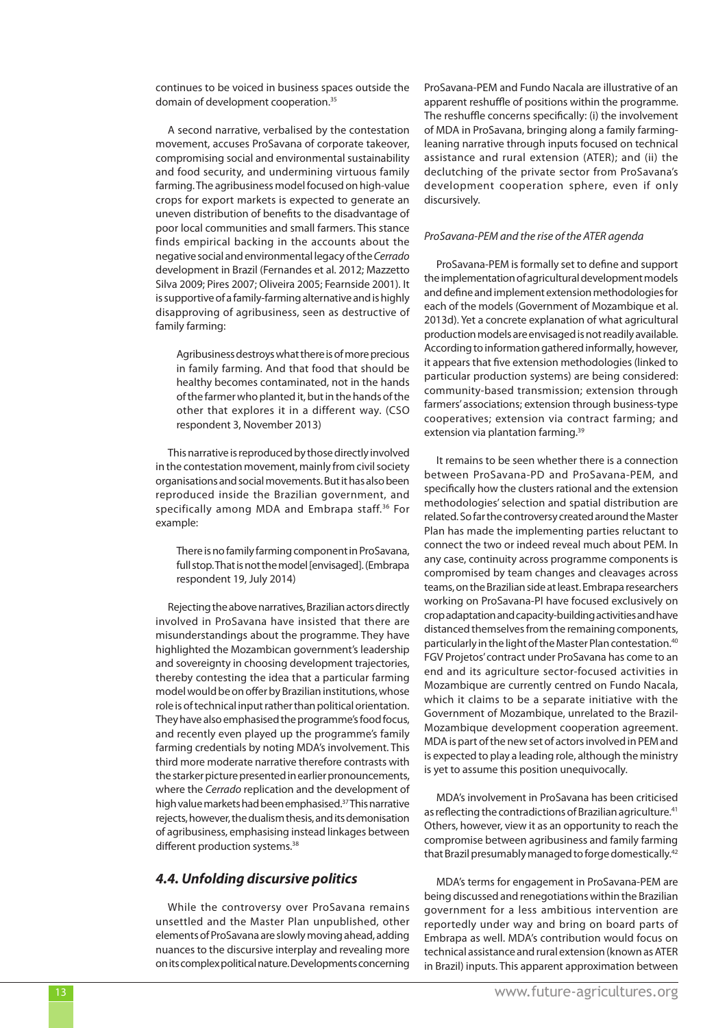continues to be voiced in business spaces outside the domain of development cooperation.[35]

A second narrative, verbalised by the contestation movement, accuses ProSavana of corporate takeover, compromising social and environmental sustainability and food security, and undermining virtuous family farming. The agribusiness model focused on high-value crops for export markets is expected to generate an uneven distribution of benefits to the disadvantage of poor local communities and small farmers. This stance finds empirical backing in the accounts about the negative social and environmental legacy of the *Cerrado* development in Brazil (Fernandes et al. 2012; Mazzetto Silva 2009; Pires 2007; Oliveira 2005; Fearnside 2001). It is supportive of a family-farming alternative and is highly disapproving of agribusiness, seen as destructive of family farming:

> Agribusiness destroys what there is of more precious in family farming. And that food that should be healthy becomes contaminated, not in the hands of the farmer who planted it, but in the hands of the other that explores it in a different way. (CSO respondent 3, November 2013)

This narrative is reproduced by those directly involved in the contestation movement, mainly from civil society organisations and social movements. But it has also been reproduced inside the Brazilian government, and specifically among MDA and Embrapa staff.[36] For example:

> There is no family farming component in ProSavana, full stop. That is not the model [envisaged]. (Embrapa respondent 19, July 2014)

Rejecting the above narratives, Brazilian actors directly involved in ProSavana have insisted that there are misunderstandings about the programme. They have highlighted the Mozambican government's leadership and sovereignty in choosing development trajectories, thereby contesting the idea that a particular farming model would be on offer by Brazilian institutions, whose role is of technical input rather than political orientation. They have also emphasised the programme's food focus, and recently even played up the programme's family farming credentials by noting MDA's involvement. This third more moderate narrative therefore contrasts with the starker picture presented in earlier pronouncements, where the *Cerrado* replication and the development of high value markets had been emphasised.[37] This narrative rejects, however, the dualism thesis, and its demonisation of agribusiness, emphasising instead linkages between different production systems.[38]

### 4.4. Unfolding discursive politics

While the controversy over ProSavana remains unsettled and the Master Plan unpublished, other elements of ProSavana are slowly moving ahead, adding nuances to the discursive interplay and revealing more on its complex political nature. Developments concerning ProSavana-PEM and Fundo Nacala are illustrative of an apparent reshuffle of positions within the programme. The reshuffle concerns specifically: (i) the involvement of MDA in ProSavana, bringing along a family farming-leaning narrative through inputs focused on technical assistance and rural extension (ATER); and (ii) the declutching of the private sector from ProSavana's development cooperation sphere, even if only discursively.

*ProSavana-PEM and the rise of the ATER agenda*

ProSavana-PEM is formally set to define and support the implementation of agricultural development models and define and implement extension methodologies for each of the models (Government of Mozambique et al. 2013d). Yet a concrete explanation of what agricultural production models are envisaged is not readily available. According to information gathered informally, however, it appears that five extension methodologies (linked to particular production systems) are being considered: community-based transmission; extension through farmers' associations; extension through business-type cooperatives; extension via contract farming; and extension via plantation farming.[39]

It remains to be seen whether there is a connection between ProSavana-PD and ProSavana-PEM, and specifically how the clusters rational and the extension methodologies' selection and spatial distribution are related. So far the controversy created around the Master Plan has made the implementing parties reluctant to connect the two or indeed reveal much about PEM. In any case, continuity across programme components is compromised by team changes and cleavages across teams, on the Brazilian side at least. Embrapa researchers working on ProSavana-PI have focused exclusively on crop adaptation and capacity-building activities and have distanced themselves from the remaining components, particularly in the light of the Master Plan contestation.[40] FGV Projetos' contract under ProSavana has come to an end and its agriculture sector-focused activities in Mozambique are currently centred on Fundo Nacala, which it claims to be a separate initiative with the Government of Mozambique, unrelated to the Brazil-Mozambique development cooperation agreement. MDA is part of the new set of actors involved in PEM and is expected to play a leading role, although the ministry is yet to assume this position unequivocally.

MDA's involvement in ProSavana has been criticised as reflecting the contradictions of Brazilian agriculture.[41] Others, however, view it as an opportunity to reach the compromise between agribusiness and family farming that Brazil presumably managed to forge domestically.[42]

MDA's terms for engagement in ProSavana-PEM are being discussed and renegotiations within the Brazilian government for a less ambitious intervention are reportedly under way and bring on board parts of Embrapa as well. MDA's contribution would focus on technical assistance and rural extension (known as ATER in Brazil) inputs. This apparent approximation between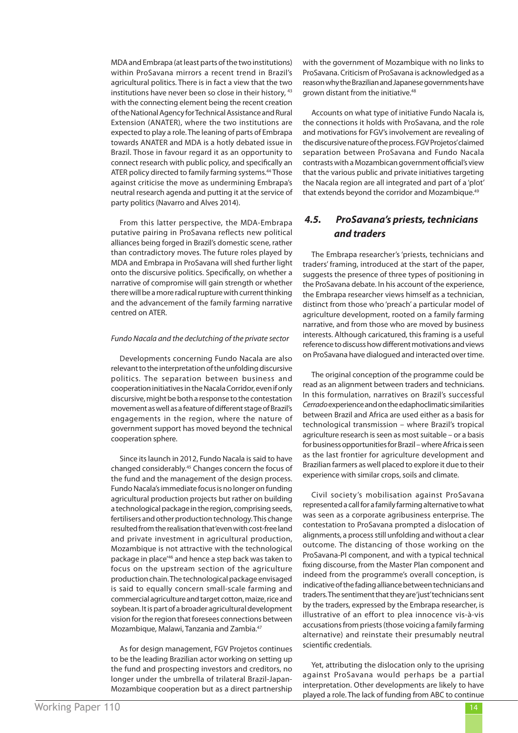MDA and Embrapa (at least parts of the two institutions) within ProSavana mirrors a recent trend in Brazil's agricultural politics. There is in fact a view that the two institutions have never been so close in their history, [43] with the connecting element being the recent creation of the National Agency for Technical Assistance and Rural Extension (ANATER), where the two institutions are expected to play a role. The leaning of parts of Embrapa towards ANATER and MDA is a hotly debated issue in Brazil. Those in favour regard it as an opportunity to connect research with public policy, and specifically an ATER policy directed to family farming systems.[44] Those against criticise the move as undermining Embrapa's neutral research agenda and putting it at the service of party politics (Navarro and Alves 2014).

From this latter perspective, the MDA-Embrapa putative pairing in ProSavana reflects new political alliances being forged in Brazil's domestic scene, rather than contradictory moves. The future roles played by MDA and Embrapa in ProSavana will shed further light onto the discursive politics. Specifically, on whether a narrative of compromise will gain strength or whether there will be a more radical rupture with current thinking and the advancement of the family farming narrative centred on ATER.

*Fundo Nacala and the declutching of the private sector*

Developments concerning Fundo Nacala are also relevant to the interpretation of the unfolding discursive politics. The separation between business and cooperation initiatives in the Nacala Corridor, even if only discursive, might be both a response to the contestation movement as well as a feature of different stage of Brazil's engagements in the region, where the nature of government support has moved beyond the technical cooperation sphere.

Since its launch in 2012, Fundo Nacala is said to have changed considerably.[45] Changes concern the focus of the fund and the management of the design process. Fundo Nacala's immediate focus is no longer on funding agricultural production projects but rather on building a technological package in the region, comprising seeds, fertilisers and other production technology. This change resulted from the realisation that 'even with cost-free land and private investment in agricultural production, Mozambique is not attractive with the technological package in place'[46] and hence a step back was taken to focus on the upstream section of the agriculture production chain. The technological package envisaged is said to equally concern small-scale farming and commercial agriculture and target cotton, maize, rice and soybean. It is part of a broader agricultural development vision for the region that foresees connections between Mozambique, Malawi, Tanzania and Zambia.[47]

As for design management, FGV Projetos continues to be the leading Brazilian actor working on setting up the fund and prospecting investors and creditors, no longer under the umbrella of trilateral Brazil-Japan-Mozambique cooperation but as a direct partnership with the government of Mozambique with no links to ProSavana. Criticism of ProSavana is acknowledged as a reason why the Brazilian and Japanese governments have grown distant from the initiative.[48]

Accounts on what type of initiative Fundo Nacala is, the connections it holds with ProSavana, and the role and motivations for FGV's involvement are revealing of the discursive nature of the process. FGV Projetos' claimed separation between ProSavana and Fundo Nacala contrasts with a Mozambican government official's view that the various public and private initiatives targeting the Nacala region are all integrated and part of a 'plot' that extends beyond the corridor and Mozambique.[49]

### 4.5. *ProSavana's priests, technicians and traders*

The Embrapa researcher's 'priests, technicians and traders' framing, introduced at the start of the paper, suggests the presence of three types of positioning in the ProSavana debate. In his account of the experience, the Embrapa researcher views himself as a technician, distinct from those who 'preach' a particular model of agriculture development, rooted on a family farming narrative, and from those who are moved by business interests. Although caricatured, this framing is a useful reference to discuss how different motivations and views on ProSavana have dialogued and interacted over time.

The original conception of the programme could be read as an alignment between traders and technicians. In this formulation, narratives on Brazil's successful *Cerrado* experience and on the edaphoclimatic similarities between Brazil and Africa are used either as a basis for technological transmission – where Brazil's tropical agriculture research is seen as most suitable – or a basis for business opportunities for Brazil – where Africa is seen as the last frontier for agriculture development and Brazilian farmers as well placed to explore it due to their experience with similar crops, soils and climate.

Civil society's mobilisation against ProSavana represented a call for a family farming alternative to what was seen as a corporate agribusiness enterprise. The contestation to ProSavana prompted a dislocation of alignments, a process still unfolding and without a clear outcome. The distancing of those working on the ProSavana-PI component, and with a typical technical fixing discourse, from the Master Plan component and indeed from the programme's overall conception, is indicative of the fading alliance between technicians and traders. The sentiment that they are 'just' technicians sent by the traders, expressed by the Embrapa researcher, is illustrative of an effort to plea innocence vis-à-vis accusations from priests (those voicing a family farming alternative) and reinstate their presumably neutral scientific credentials.

Yet, attributing the dislocation only to the uprising against ProSavana would perhaps be a partial interpretation. Other developments are likely to have played a role. The lack of funding from ABC to continue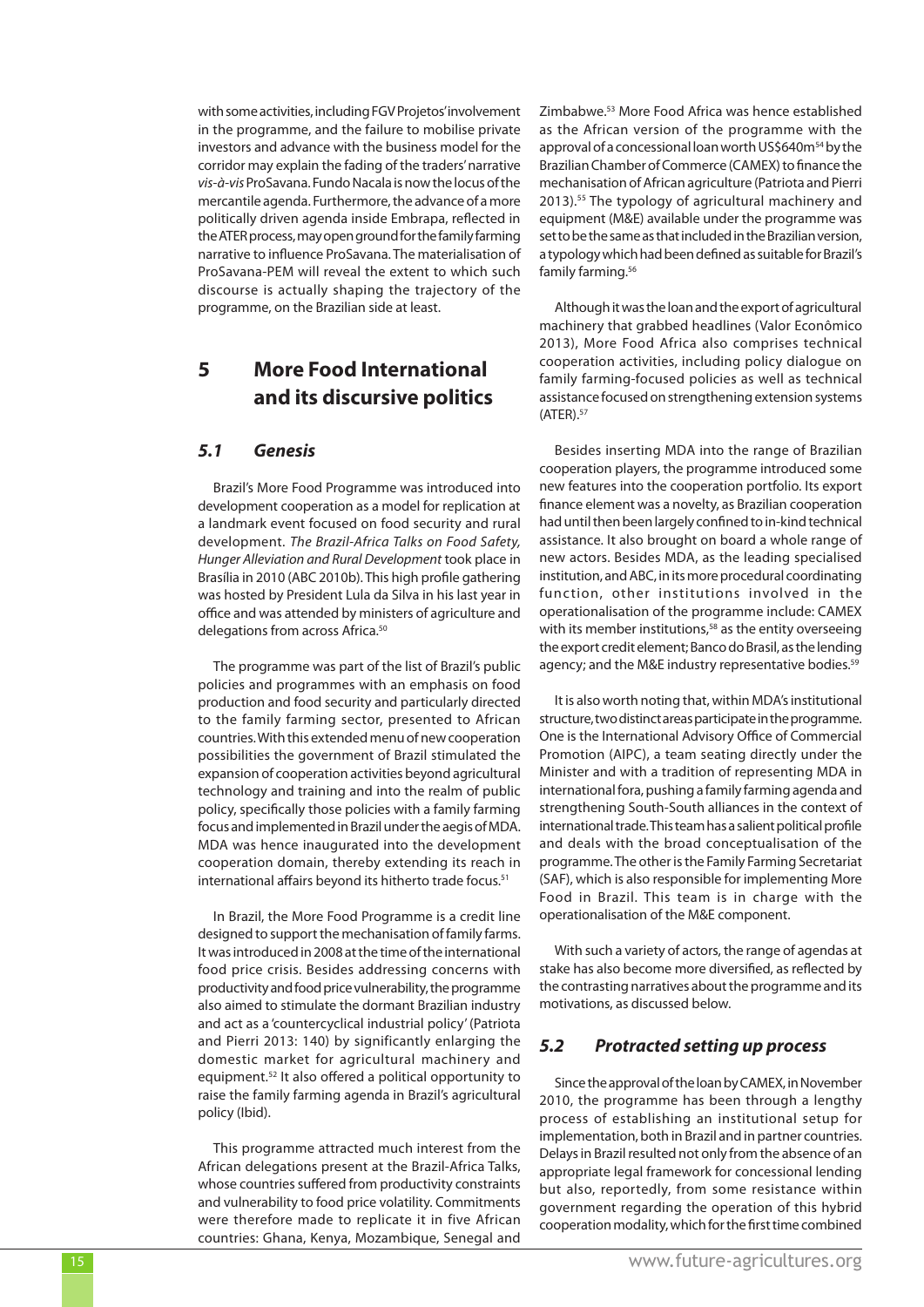with some activities, including FGV Projetos' involvement in the programme, and the failure to mobilise private investors and advance with the business model for the corridor may explain the fading of the traders' narrative *vis-à-vis* ProSavana. Fundo Nacala is now the locus of the mercantile agenda. Furthermore, the advance of a more politically driven agenda inside Embrapa, reflected in the ATER process, may open ground for the family farming narrative to influence ProSavana. The materialisation of ProSavana-PEM will reveal the extent to which such discourse is actually shaping the trajectory of the programme, on the Brazilian side at least.

# 5 More Food International and its discursive politics

## *5.1 Genesis*

Brazil's More Food Programme was introduced into development cooperation as a model for replication at a landmark event focused on food security and rural development. *The Brazil-Africa Talks on Food Safety, Hunger Alleviation and Rural Development* took place in Brasília in 2010 (ABC 2010b). This high profile gathering was hosted by President Lula da Silva in his last year in office and was attended by ministers of agriculture and delegations from across Africa.[50]

The programme was part of the list of Brazil's public policies and programmes with an emphasis on food production and food security and particularly directed to the family farming sector, presented to African countries. With this extended menu of new cooperation possibilities the government of Brazil stimulated the expansion of cooperation activities beyond agricultural technology and training and into the realm of public policy, specifically those policies with a family farming focus and implemented in Brazil under the aegis of MDA. MDA was hence inaugurated into the development cooperation domain, thereby extending its reach in international affairs beyond its hitherto trade focus.[51]

In Brazil, the More Food Programme is a credit line designed to support the mechanisation of family farms. It was introduced in 2008 at the time of the international food price crisis. Besides addressing concerns with productivity and food price vulnerability, the programme also aimed to stimulate the dormant Brazilian industry and act as a 'countercyclical industrial policy' (Patriota and Pierri 2013: 140) by significantly enlarging the domestic market for agricultural machinery and equipment.[52] It also offered a political opportunity to raise the family farming agenda in Brazil's agricultural policy (Ibid).

This programme attracted much interest from the African delegations present at the Brazil-Africa Talks, whose countries suffered from productivity constraints and vulnerability to food price volatility. Commitments were therefore made to replicate it in five African countries: Ghana, Kenya, Mozambique, Senegal and Zimbabwe.[53] More Food Africa was hence established as the African version of the programme with the approval of a concessional loan worth US$640m[54] by the Brazilian Chamber of Commerce (CAMEX) to finance the mechanisation of African agriculture (Patriota and Pierri 2013).[55] The typology of agricultural machinery and equipment (M&E) available under the programme was set to be the same as that included in the Brazilian version, a typology which had been defined as suitable for Brazil's family farming.[56]

Although it was the loan and the export of agricultural machinery that grabbed headlines (Valor Econômico 2013), More Food Africa also comprises technical cooperation activities, including policy dialogue on family farming-focused policies as well as technical assistance focused on strengthening extension systems (ATER).[57]

Besides inserting MDA into the range of Brazilian cooperation players, the programme introduced some new features into the cooperation portfolio. Its export finance element was a novelty, as Brazilian cooperation had until then been largely confined to in-kind technical assistance. It also brought on board a whole range of new actors. Besides MDA, as the leading specialised institution, and ABC, in its more procedural coordinating function, other institutions involved in the operationalisation of the programme include: CAMEX with its member institutions,[58] as the entity overseeing the export credit element; Banco do Brasil, as the lending agency; and the M&E industry representative bodies.[59]

It is also worth noting that, within MDA's institutional structure, two distinct areas participate in the programme. One is the International Advisory Office of Commercial Promotion (AIPC), a team seating directly under the Minister and with a tradition of representing MDA in international fora, pushing a family farming agenda and strengthening South-South alliances in the context of international trade. This team has a salient political profile and deals with the broad conceptualisation of the programme. The other is the Family Farming Secretariat (SAF), which is also responsible for implementing More Food in Brazil. This team is in charge with the operationalisation of the M&E component.

With such a variety of actors, the range of agendas at stake has also become more diversified, as reflected by the contrasting narratives about the programme and its motivations, as discussed below.

## *5.2 Protracted setting up process*

Since the approval of the loan by CAMEX, in November 2010, the programme has been through a lengthy process of establishing an institutional setup for implementation, both in Brazil and in partner countries. Delays in Brazil resulted not only from the absence of an appropriate legal framework for concessional lending but also, reportedly, from some resistance within government regarding the operation of this hybrid cooperation modality, which for the first time combined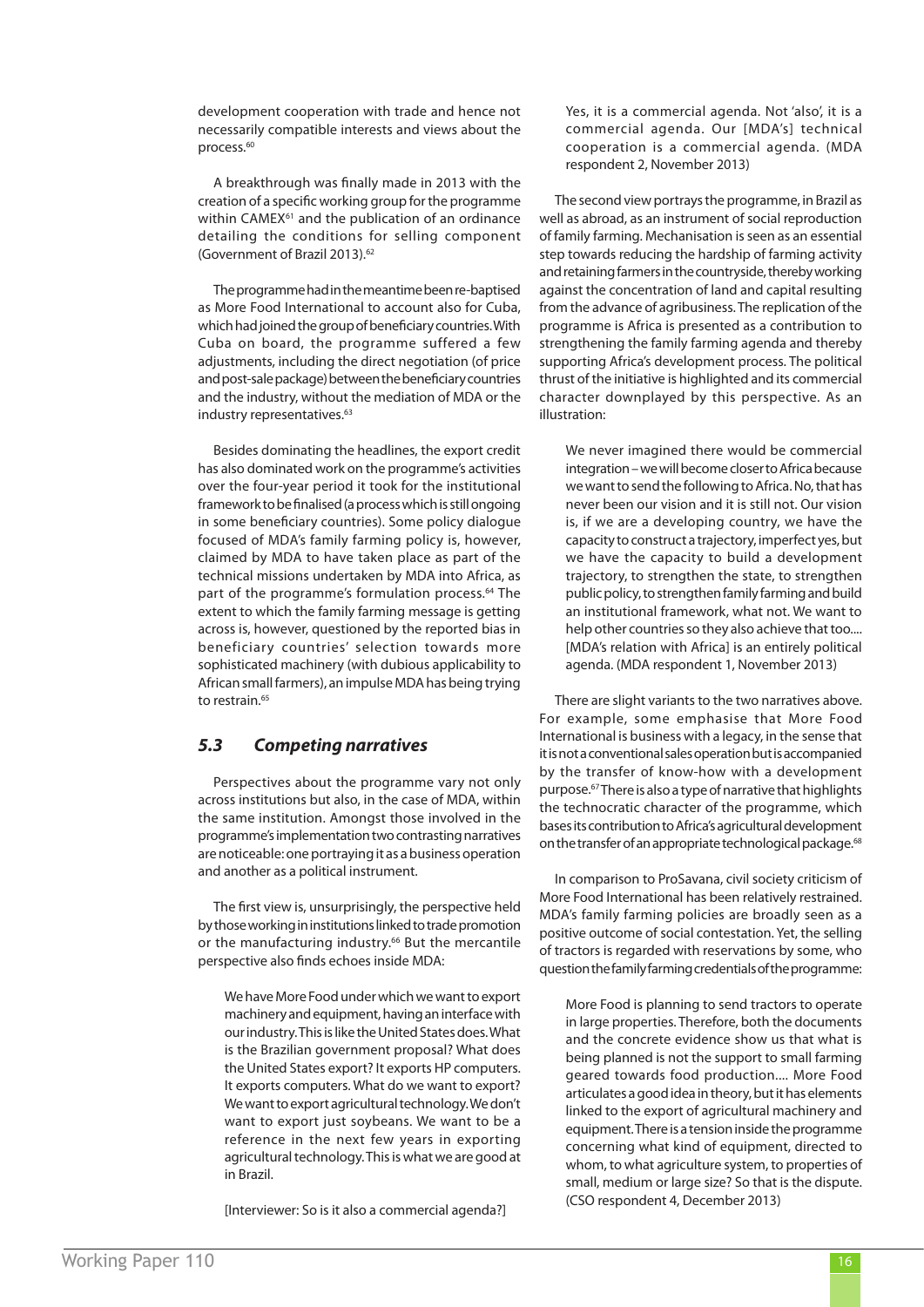development cooperation with trade and hence not necessarily compatible interests and views about the process.[60]

A breakthrough was finally made in 2013 with the creation of a specific working group for the programme within CAMEX[61] and the publication of an ordinance detailing the conditions for selling component (Government of Brazil 2013).[62]

The programme had in the meantime been re-baptised as More Food International to account also for Cuba, which had joined the group of beneficiary countries. With Cuba on board, the programme suffered a few adjustments, including the direct negotiation (of price and post-sale package) between the beneficiary countries and the industry, without the mediation of MDA or the industry representatives.[63]

Besides dominating the headlines, the export credit has also dominated work on the programme's activities over the four-year period it took for the institutional framework to be finalised (a process which is still ongoing in some beneficiary countries). Some policy dialogue focused of MDA's family farming policy is, however, claimed by MDA to have taken place as part of the technical missions undertaken by MDA into Africa, as part of the programme's formulation process.[64] The extent to which the family farming message is getting across is, however, questioned by the reported bias in beneficiary countries' selection towards more sophisticated machinery (with dubious applicability to African small farmers), an impulse MDA has being trying to restrain.[65]

### 5.3 Competing narratives

Perspectives about the programme vary not only across institutions but also, in the case of MDA, within the same institution. Amongst those involved in the programme's implementation two contrasting narratives are noticeable: one portraying it as a business operation and another as a political instrument.

The first view is, unsurprisingly, the perspective held by those working in institutions linked to trade promotion or the manufacturing industry.[66] But the mercantile perspective also finds echoes inside MDA:

> We have More Food under which we want to export machinery and equipment, having an interface with our industry. This is like the United States does. What is the Brazilian government proposal? What does the United States export? It exports HP computers. It exports computers. What do we want to export? We want to export agricultural technology. We don't want to export just soybeans. We want to be a reference in the next few years in exporting agricultural technology. This is what we are good at in Brazil.
>
> [Interviewer: So is it also a commercial agenda?]
>
> Yes, it is a commercial agenda. Not 'also', it is a commercial agenda. Our [MDA's] technical cooperation is a commercial agenda. (MDA respondent 2, November 2013)

The second view portrays the programme, in Brazil as well as abroad, as an instrument of social reproduction of family farming. Mechanisation is seen as an essential step towards reducing the hardship of farming activity and retaining farmers in the countryside, thereby working against the concentration of land and capital resulting from the advance of agribusiness. The replication of the programme is Africa is presented as a contribution to strengthening the family farming agenda and thereby supporting Africa's development process. The political thrust of the initiative is highlighted and its commercial character downplayed by this perspective. As an illustration:

> We never imagined there would be commercial integration – we will become closer to Africa because we want to send the following to Africa. No, that has never been our vision and it is still not. Our vision is, if we are a developing country, we have the capacity to construct a trajectory, imperfect yes, but we have the capacity to build a development trajectory, to strengthen the state, to strengthen public policy, to strengthen family farming and build an institutional framework, what not. We want to help other countries so they also achieve that too.... [MDA's relation with Africa] is an entirely political agenda. (MDA respondent 1, November 2013)

There are slight variants to the two narratives above. For example, some emphasise that More Food International is business with a legacy, in the sense that it is not a conventional sales operation but is accompanied by the transfer of know-how with a development purpose.[67] There is also a type of narrative that highlights the technocratic character of the programme, which bases its contribution to Africa's agricultural development on the transfer of an appropriate technological package.[68]

In comparison to ProSavana, civil society criticism of More Food International has been relatively restrained. MDA's family farming policies are broadly seen as a positive outcome of social contestation. Yet, the selling of tractors is regarded with reservations by some, who question the family farming credentials of the programme:

> More Food is planning to send tractors to operate in large properties. Therefore, both the documents and the concrete evidence show us that what is being planned is not the support to small farming geared towards food production.... More Food articulates a good idea in theory, but it has elements linked to the export of agricultural machinery and equipment. There is a tension inside the programme concerning what kind of equipment, directed to whom, to what agriculture system, to properties of small, medium or large size? So that is the dispute. (CSO respondent 4, December 2013)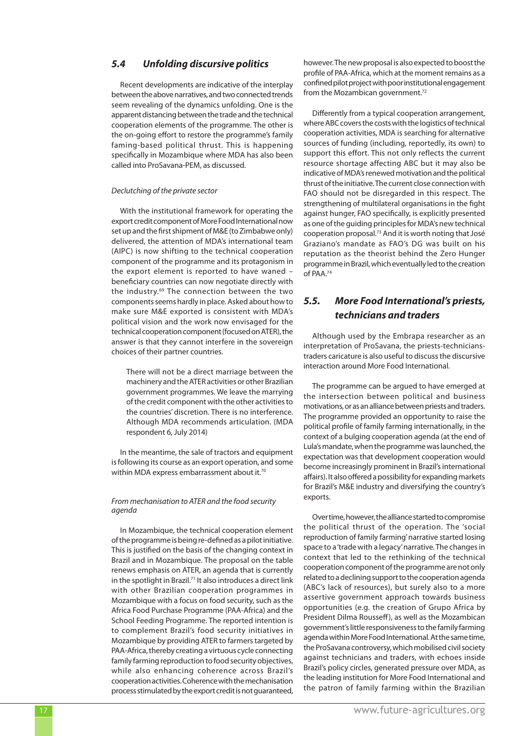## 5.4 Unfolding discursive politics

Recent developments are indicative of the interplay between the above narratives, and two connected trends seem revealing of the dynamics unfolding. One is the apparent distancing between the trade and the technical cooperation elements of the programme. The other is the on-going effort to restore the programme's family faming-based political thrust. This is happening specifically in Mozambique where MDA has also been called into ProSavana-PEM, as discussed.

### *Declutching of the private sector*

With the institutional framework for operating the export credit component of More Food International now set up and the first shipment of M&E (to Zimbabwe only) delivered, the attention of MDA's international team (AIPC) is now shifting to the technical cooperation component of the programme and its protagonism in the export element is reported to have waned – beneficiary countries can now negotiate directly with the industry.[69] The connection between the two components seems hardly in place. Asked about how to make sure M&E exported is consistent with MDA's political vision and the work now envisaged for the technical cooperation component (focused on ATER), the answer is that they cannot interfere in the sovereign choices of their partner countries.

> There will not be a direct marriage between the machinery and the ATER activities or other Brazilian government programmes. We leave the marrying of the credit component with the other activities to the countries' discretion. There is no interference. Although MDA recommends articulation. (MDA respondent 6, July 2014)

In the meantime, the sale of tractors and equipment is following its course as an export operation, and some within MDA express embarrassment about it.[70]

### *From mechanisation to ATER and the food security agenda*

In Mozambique, the technical cooperation element of the programme is being re-defined as a pilot initiative. This is justified on the basis of the changing context in Brazil and in Mozambique. The proposal on the table renews emphasis on ATER, an agenda that is currently in the spotlight in Brazil.[71] It also introduces a direct link with other Brazilian cooperation programmes in Mozambique with a focus on food security, such as the Africa Food Purchase Programme (PAA-Africa) and the School Feeding Programme. The reported intention is to complement Brazil's food security initiatives in Mozambique by providing ATER to farmers targeted by PAA-Africa, thereby creating a virtuous cycle connecting family farming reproduction to food security objectives, while also enhancing coherence across Brazil's cooperation activities. Coherence with the mechanisation process stimulated by the export credit is not guaranteed, however. The new proposal is also expected to boost the profile of PAA-Africa, which at the moment remains as a confined pilot project with poor institutional engagement from the Mozambican government.[72]

Differently from a typical cooperation arrangement, where ABC covers the costs with the logistics of technical cooperation activities, MDA is searching for alternative sources of funding (including, reportedly, its own) to support this effort. This not only reflects the current resource shortage affecting ABC but it may also be indicative of MDA's renewed motivation and the political thrust of the initiative. The current close connection with FAO should not be disregarded in this respect. The strengthening of multilateral organisations in the fight against hunger, FAO specifically, is explicitly presented as one of the guiding principles for MDA's new technical cooperation proposal.[73] And it is worth noting that José Graziano's mandate as FAO's DG was built on his reputation as the theorist behind the Zero Hunger programme in Brazil, which eventually led to the creation of PAA.[74]

## 5.5. More Food International's priests, technicians and traders

Although used by the Embrapa researcher as an interpretation of ProSavana, the priests-technicians-traders caricature is also useful to discuss the discursive interaction around More Food International.

The programme can be argued to have emerged at the intersection between political and business motivations, or as an alliance between priests and traders. The programme provided an opportunity to raise the political profile of family farming internationally, in the context of a bulging cooperation agenda (at the end of Lula's mandate, when the programme was launched, the expectation was that development cooperation would become increasingly prominent in Brazil's international affairs). It also offered a possibility for expanding markets for Brazil's M&E industry and diversifying the country's exports.

Over time, however, the alliance started to compromise the political thrust of the operation. The 'social reproduction of family farming' narrative started losing space to a 'trade with a legacy' narrative. The changes in context that led to the rethinking of the technical cooperation component of the programme are not only related to a declining support to the cooperation agenda (ABC's lack of resources), but surely also to a more assertive government approach towards business opportunities (e.g. the creation of Grupo Africa by President Dilma Rousseff), as well as the Mozambican government's little responsiveness to the family farming agenda within More Food International. At the same time, the ProSavana controversy, which mobilised civil society against technicians and traders, with echoes inside Brazil's policy circles, generated pressure over MDA, as the leading institution for More Food International and the patron of family farming within the Brazilian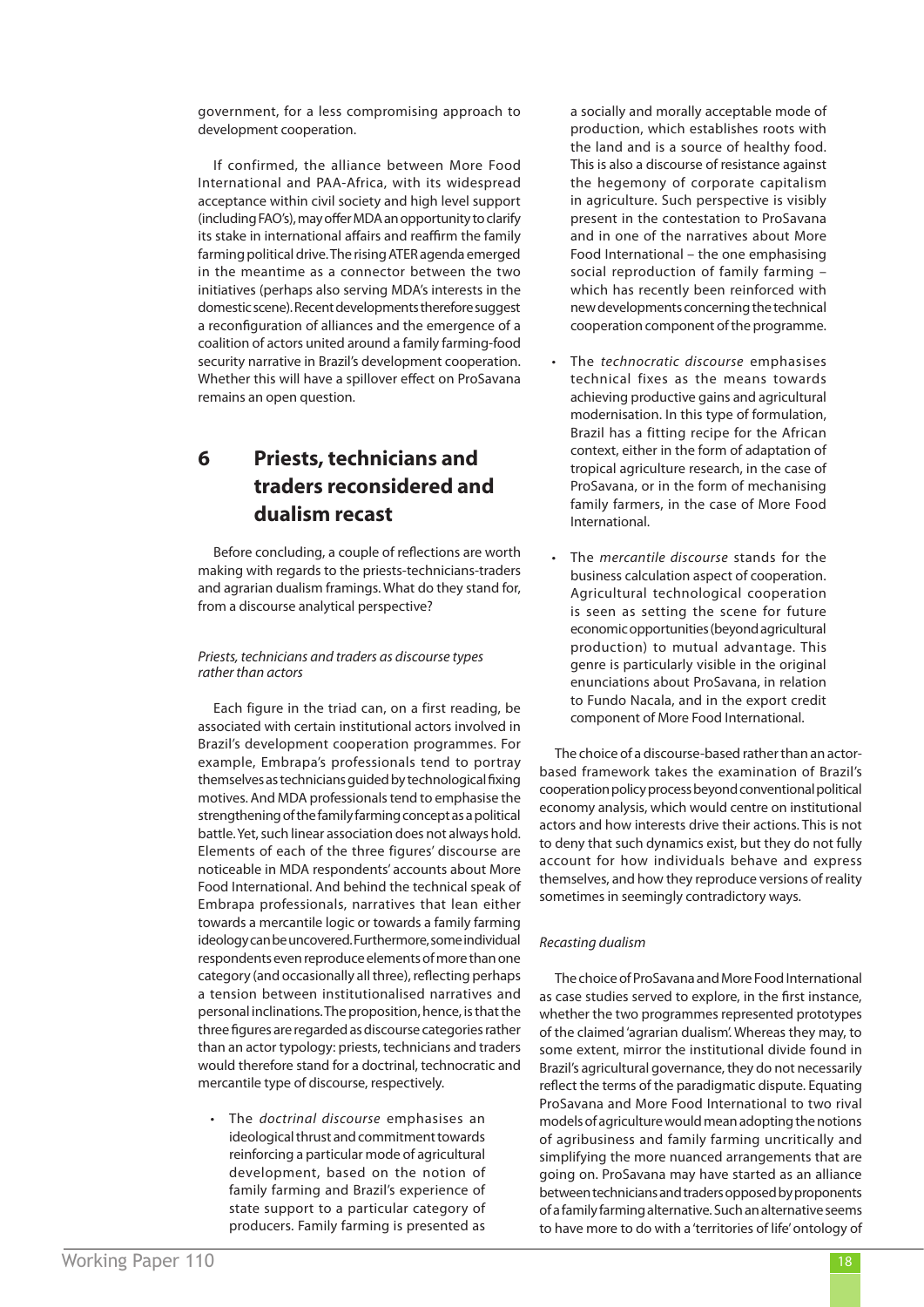government, for a less compromising approach to development cooperation.

If confirmed, the alliance between More Food International and PAA-Africa, with its widespread acceptance within civil society and high level support (including FAO's), may offer MDA an opportunity to clarify its stake in international affairs and reaffirm the family farming political drive. The rising ATER agenda emerged in the meantime as a connector between the two initiatives (perhaps also serving MDA's interests in the domestic scene). Recent developments therefore suggest a reconfiguration of alliances and the emergence of a coalition of actors united around a family farming-food security narrative in Brazil's development cooperation. Whether this will have a spillover effect on ProSavana remains an open question.

# 6 Priests, technicians and traders reconsidered and dualism recast

Before concluding, a couple of reflections are worth making with regards to the priests-technicians-traders and agrarian dualism framings. What do they stand for, from a discourse analytical perspective?

### *Priests, technicians and traders as discourse types rather than actors*

Each figure in the triad can, on a first reading, be associated with certain institutional actors involved in Brazil's development cooperation programmes. For example, Embrapa's professionals tend to portray themselves as technicians guided by technological fixing motives. And MDA professionals tend to emphasise the strengthening of the family farming concept as a political battle. Yet, such linear association does not always hold. Elements of each of the three figures' discourse are noticeable in MDA respondents' accounts about More Food International. And behind the technical speak of Embrapa professionals, narratives that lean either towards a mercantile logic or towards a family farming ideology can be uncovered. Furthermore, some individual respondents even reproduce elements of more than one category (and occasionally all three), reflecting perhaps a tension between institutionalised narratives and personal inclinations. The proposition, hence, is that the three figures are regarded as discourse categories rather than an actor typology: priests, technicians and traders would therefore stand for a doctrinal, technocratic and mercantile type of discourse, respectively.

- The *doctrinal discourse* emphasises an ideological thrust and commitment towards reinforcing a particular mode of agricultural development, based on the notion of family farming and Brazil's experience of state support to a particular category of producers. Family farming is presented as a socially and morally acceptable mode of production, which establishes roots with the land and is a source of healthy food. This is also a discourse of resistance against the hegemony of corporate capitalism in agriculture. Such perspective is visibly present in the contestation to ProSavana and in one of the narratives about More Food International – the one emphasising social reproduction of family farming – which has recently been reinforced with new developments concerning the technical cooperation component of the programme.
- The *technocratic discourse* emphasises technical fixes as the means towards achieving productive gains and agricultural modernisation. In this type of formulation, Brazil has a fitting recipe for the African context, either in the form of adaptation of tropical agriculture research, in the case of ProSavana, or in the form of mechanising family farmers, in the case of More Food International.
- The *mercantile discourse* stands for the business calculation aspect of cooperation. Agricultural technological cooperation is seen as setting the scene for future economic opportunities (beyond agricultural production) to mutual advantage. This genre is particularly visible in the original enunciations about ProSavana, in relation to Fundo Nacala, and in the export credit component of More Food International.

The choice of a discourse-based rather than an actor-based framework takes the examination of Brazil's cooperation policy process beyond conventional political economy analysis, which would centre on institutional actors and how interests drive their actions. This is not to deny that such dynamics exist, but they do not fully account for how individuals behave and express themselves, and how they reproduce versions of reality sometimes in seemingly contradictory ways.

### *Recasting dualism*

The choice of ProSavana and More Food International as case studies served to explore, in the first instance, whether the two programmes represented prototypes of the claimed 'agrarian dualism'. Whereas they may, to some extent, mirror the institutional divide found in Brazil's agricultural governance, they do not necessarily reflect the terms of the paradigmatic dispute. Equating ProSavana and More Food International to two rival models of agriculture would mean adopting the notions of agribusiness and family farming uncritically and simplifying the more nuanced arrangements that are going on. ProSavana may have started as an alliance between technicians and traders opposed by proponents of a family farming alternative. Such an alternative seems to have more to do with a 'territories of life' ontology of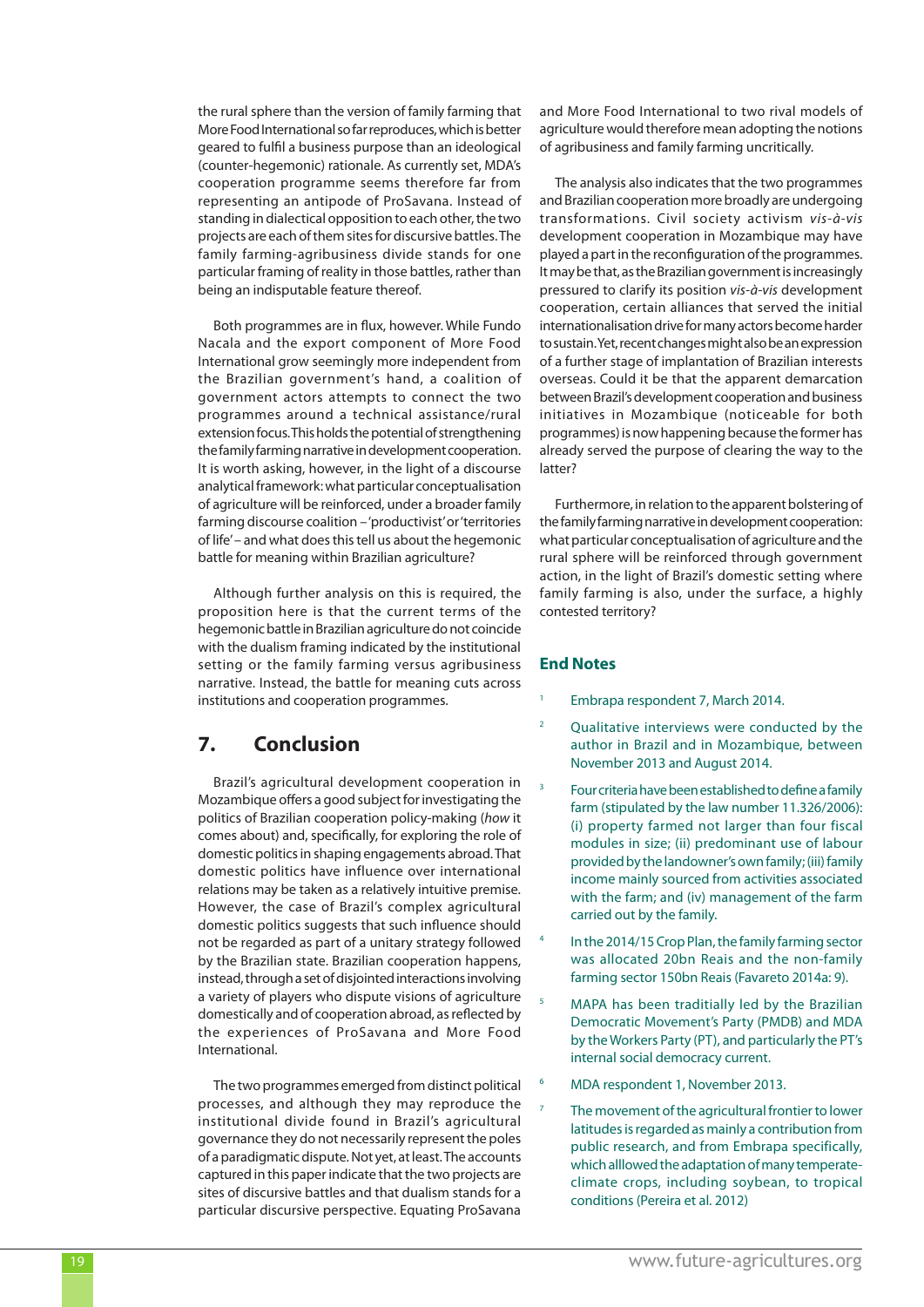the rural sphere than the version of family farming that More Food International so far reproduces, which is better geared to fulfil a business purpose than an ideological (counter-hegemonic) rationale. As currently set, MDA's cooperation programme seems therefore far from representing an antipode of ProSavana. Instead of standing in dialectical opposition to each other, the two projects are each of them sites for discursive battles. The family farming-agribusiness divide stands for one particular framing of reality in those battles, rather than being an indisputable feature thereof.

Both programmes are in flux, however. While Fundo Nacala and the export component of More Food International grow seemingly more independent from the Brazilian government's hand, a coalition of government actors attempts to connect the two programmes around a technical assistance/rural extension focus. This holds the potential of strengthening the family farming narrative in development cooperation. It is worth asking, however, in the light of a discourse analytical framework: what particular conceptualisation of agriculture will be reinforced, under a broader family farming discourse coalition – 'productivist' or 'territories of life' – and what does this tell us about the hegemonic battle for meaning within Brazilian agriculture?

Although further analysis on this is required, the proposition here is that the current terms of the hegemonic battle in Brazilian agriculture do not coincide with the dualism framing indicated by the institutional setting or the family farming versus agribusiness narrative. Instead, the battle for meaning cuts across institutions and cooperation programmes.

## 7. Conclusion

Brazil's agricultural development cooperation in Mozambique offers a good subject for investigating the politics of Brazilian cooperation policy-making (*how* it comes about) and, specifically, for exploring the role of domestic politics in shaping engagements abroad. That domestic politics have influence over international relations may be taken as a relatively intuitive premise. However, the case of Brazil's complex agricultural domestic politics suggests that such influence should not be regarded as part of a unitary strategy followed by the Brazilian state. Brazilian cooperation happens, instead, through a set of disjointed interactions involving a variety of players who dispute visions of agriculture domestically and of cooperation abroad, as reflected by the experiences of ProSavana and More Food International.

The two programmes emerged from distinct political processes, and although they may reproduce the institutional divide found in Brazil's agricultural governance they do not necessarily represent the poles of a paradigmatic dispute. Not yet, at least. The accounts captured in this paper indicate that the two projects are sites of discursive battles and that dualism stands for a particular discursive perspective. Equating ProSavana and More Food International to two rival models of agriculture would therefore mean adopting the notions of agribusiness and family farming uncritically.

The analysis also indicates that the two programmes and Brazilian cooperation more broadly are undergoing transformations. Civil society activism *vis-à-vis* development cooperation in Mozambique may have played a part in the reconfiguration of the programmes. It may be that, as the Brazilian government is increasingly pressured to clarify its position *vis-à-vis* development cooperation, certain alliances that served the initial internationalisation drive for many actors become harder to sustain. Yet, recent changes might also be an expression of a further stage of implantation of Brazilian interests overseas. Could it be that the apparent demarcation between Brazil's development cooperation and business initiatives in Mozambique (noticeable for both programmes) is now happening because the former has already served the purpose of clearing the way to the latter?

Furthermore, in relation to the apparent bolstering of the family farming narrative in development cooperation: what particular conceptualisation of agriculture and the rural sphere will be reinforced through government action, in the light of Brazil's domestic setting where family farming is also, under the surface, a highly contested territory?

## End Notes

1. Embrapa respondent 7, March 2014.
2. Qualitative interviews were conducted by the author in Brazil and in Mozambique, between November 2013 and August 2014.
3. Four criteria have been established to define a family farm (stipulated by the law number 11.326/2006): (i) property farmed not larger than four fiscal modules in size; (ii) predominant use of labour provided by the landowner's own family; (iii) family income mainly sourced from activities associated with the farm; and (iv) management of the farm carried out by the family.
4. In the 2014/15 Crop Plan, the family farming sector was allocated 20bn Reais and the non-family farming sector 150bn Reais (Favareto 2014a: 9).
5. MAPA has been traditially led by the Brazilian Democratic Movement's Party (PMDB) and MDA by the Workers Party (PT), and particularly the PT's internal social democracy current.
6. MDA respondent 1, November 2013.
7. The movement of the agricultural frontier to lower latitudes is regarded as mainly a contribution from public research, and from Embrapa specifically, which allowed the adaptation of many temperate-climate crops, including soybean, to tropical conditions (Pereira et al. 2012)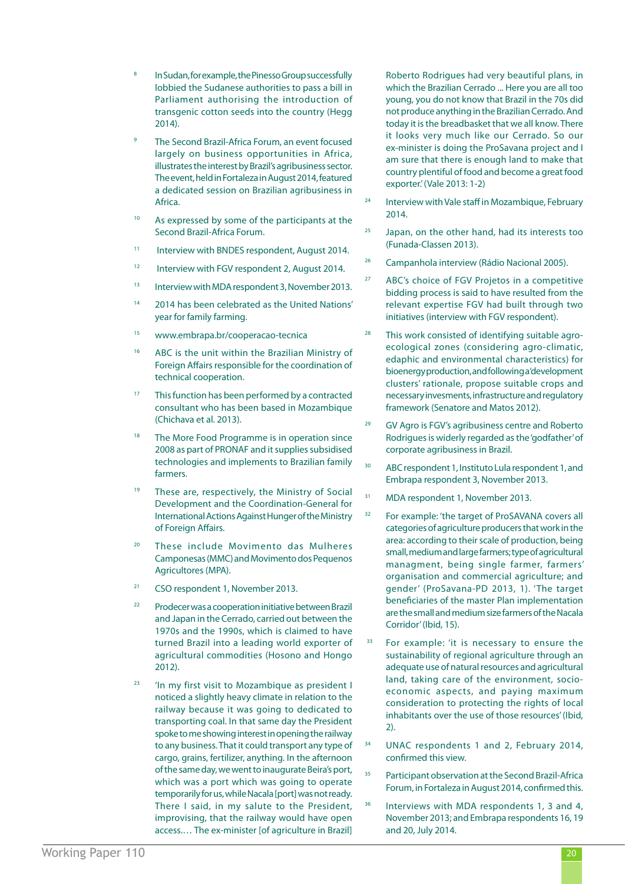[8] In Sudan, for example, the Pinesso Group successfully lobbied the Sudanese authorities to pass a bill in Parliament authorising the introduction of transgenic cotton seeds into the country (Hegg 2014).

[9] The Second Brazil-Africa Forum, an event focused largely on business opportunities in Africa, illustrates the interest by Brazil's agribusiness sector. The event, held in Fortaleza in August 2014, featured a dedicated session on Brazilian agribusiness in Africa.

[10] As expressed by some of the participants at the Second Brazil-Africa Forum.

[11] Interview with BNDES respondent, August 2014.

[12] Interview with FGV respondent 2, August 2014.

[13] Interview with MDA respondent 3, November 2013.

[14] 2014 has been celebrated as the United Nations' year for family farming.

[15] www.embrapa.br/cooperacao-tecnica

[16] ABC is the unit within the Brazilian Ministry of Foreign Affairs responsible for the coordination of technical cooperation.

[17] This function has been performed by a contracted consultant who has been based in Mozambique (Chichava et al. 2013).

[18] The More Food Programme is in operation since 2008 as part of PRONAF and it supplies subsidised technologies and implements to Brazilian family farmers.

[19] These are, respectively, the Ministry of Social Development and the Coordination-General for International Actions Against Hunger of the Ministry of Foreign Affairs.

[20] These include Movimento das Mulheres Camponesas (MMC) and Movimento dos Pequenos Agricultores (MPA).

[21] CSO respondent 1, November 2013.

[22] Prodecer was a cooperation initiative between Brazil and Japan in the Cerrado, carried out between the 1970s and the 1990s, which is claimed to have turned Brazil into a leading world exporter of agricultural commodities (Hosono and Hongo 2012).

[23] 'In my first visit to Mozambique as president I noticed a slightly heavy climate in relation to the railway because it was going to dedicated to transporting coal. In that same day the President spoke to me showing interest in opening the railway to any business. That it could transport any type of cargo, grains, fertilizer, anything. In the afternoon of the same day, we went to inaugurate Beira's port, which was a port which was going to operate temporarily for us, while Nacala [port] was not ready. There I said, in my salute to the President, improvising, that the railway would have open access.… The ex-minister [of agriculture in Brazil] Roberto Rodrigues had very beautiful plans, in which the Brazilian Cerrado ... Here you are all too young, you do not know that Brazil in the 70s did not produce anything in the Brazilian Cerrado. And today it is the breadbasket that we all know. There it looks very much like our Cerrado. So our ex-minister is doing the ProSavana project and I am sure that there is enough land to make that country plentiful of food and become a great food exporter.' (Vale 2013: 1-2)

[24] Interview with Vale staff in Mozambique, February 2014.

[25] Japan, on the other hand, had its interests too (Funada-Classen 2013).

[26] Campanhola interview (Rádio Nacional 2005).

[27] ABC's choice of FGV Projetos in a competitive bidding process is said to have resulted from the relevant expertise FGV had built through two initiatives (interview with FGV respondent).

[28] This work consisted of identifying suitable agro-ecological zones (considering agro-climatic, edaphic and environmental characteristics) for bioenergy production, and following a 'development clusters' rationale, propose suitable crops and necessary invesments, infrastructure and regulatory framework (Senatore and Matos 2012).

[29] GV Agro is FGV's agribusiness centre and Roberto Rodrigues is widely regarded as the 'godfather' of corporate agribusiness in Brazil.

[30] ABC respondent 1, Instituto Lula respondent 1, and Embrapa respondent 3, November 2013.

[31] MDA respondent 1, November 2013.

[32] For example: 'the target of ProSAVANA covers all categories of agriculture producers that work in the area: according to their scale of production, being small, medium and large farmers; type of agricultural managment, being single farmer, farmers' organisation and commercial agriculture; and gender' (ProSavana-PD 2013, 1). 'The target beneficiaries of the master Plan implementation are the small and medium size farmers of the Nacala Corridor' (Ibid, 15).

[33] For example: 'it is necessary to ensure the sustainability of regional agriculture through an adequate use of natural resources and agricultural land, taking care of the environment, socio-economic aspects, and paying maximum consideration to protecting the rights of local inhabitants over the use of those resources' (Ibid, 2).

[34] UNAC respondents 1 and 2, February 2014, confirmed this view.

[35] Participant observation at the Second Brazil-Africa Forum, at Fortaleza in August 2014, confirmed this.

[36] Interviews with MDA respondents 1, 3 and 4, November 2013; and Embrapa respondents 16, 19 and 20, July 2014.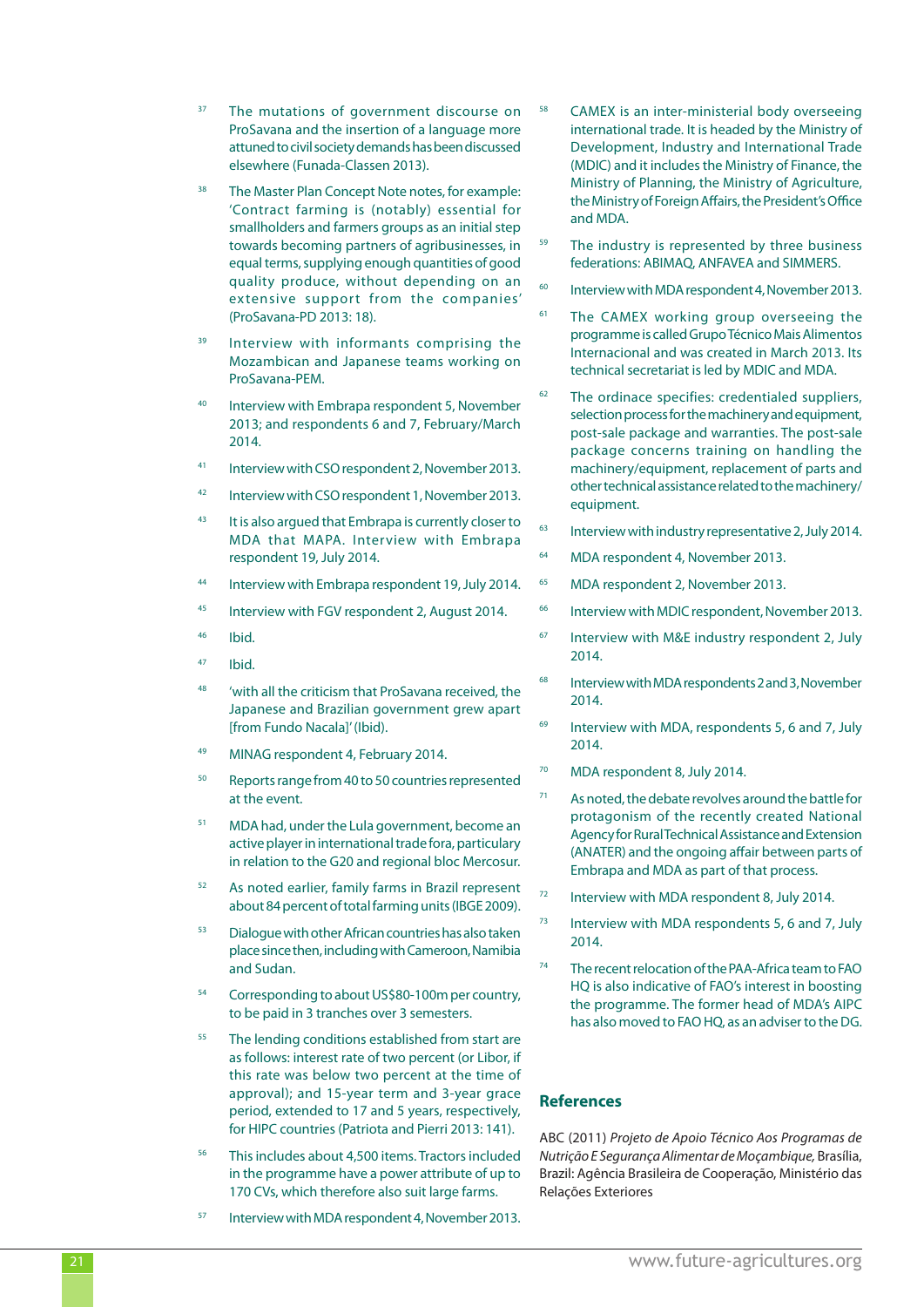[37] The mutations of government discourse on ProSavana and the insertion of a language more attuned to civil society demands has been discussed elsewhere (Funada-Classen 2013).

[38] The Master Plan Concept Note notes, for example: 'Contract farming is (notably) essential for smallholders and farmers groups as an initial step towards becoming partners of agribusinesses, in equal terms, supplying enough quantities of good quality produce, without depending on an extensive support from the companies' (ProSavana-PD 2013: 18).

[39] Interview with informants comprising the Mozambican and Japanese teams working on ProSavana-PEM.

[40] Interview with Embrapa respondent 5, November 2013; and respondents 6 and 7, February/March 2014.

[41] Interview with CSO respondent 2, November 2013.

[42] Interview with CSO respondent 1, November 2013.

[43] It is also argued that Embrapa is currently closer to MDA that MAPA. Interview with Embrapa respondent 19, July 2014.

[44] Interview with Embrapa respondent 19, July 2014.

[45] Interview with FGV respondent 2, August 2014.

[46] Ibid.

[47] Ibid.

[48] 'with all the criticism that ProSavana received, the Japanese and Brazilian government grew apart [from Fundo Nacala]' (Ibid).

[49] MINAG respondent 4, February 2014.

[50] Reports range from 40 to 50 countries represented at the event.

[51] MDA had, under the Lula government, become an active player in international trade fora, particularly in relation to the G20 and regional bloc Mercosur.

[52] As noted earlier, family farms in Brazil represent about 84 percent of total farming units (IBGE 2009).

[53] Dialogue with other African countries has also taken place since then, including with Cameroon, Namibia and Sudan.

[54] Corresponding to about US$80-100m per country, to be paid in 3 tranches over 3 semesters.

[55] The lending conditions established from start are as follows: interest rate of two percent (or Libor, if this rate was below two percent at the time of approval); and 15-year term and 3-year grace period, extended to 17 and 5 years, respectively, for HIPC countries (Patriota and Pierri 2013: 141).

[56] This includes about 4,500 items. Tractors included in the programme have a power attribute of up to 170 CVs, which therefore also suit large farms.

[57] Interview with MDA respondent 4, November 2013.

[58] CAMEX is an inter-ministerial body overseeing international trade. It is headed by the Ministry of Development, Industry and International Trade (MDIC) and it includes the Ministry of Finance, the Ministry of Planning, the Ministry of Agriculture, the Ministry of Foreign Affairs, the President's Office and MDA.

[59] The industry is represented by three business federations: ABIMAQ, ANFAVEA and SIMMERS.

[60] Interview with MDA respondent 4, November 2013.

[61] The CAMEX working group overseeing the programme is called Grupo Técnico Mais Alimentos Internacional and was created in March 2013. Its technical secretariat is led by MDIC and MDA.

[62] The ordinace specifies: credentialed suppliers, selection process for the machinery and equipment, post-sale package and warranties. The post-sale package concerns training on handling the machinery/equipment, replacement of parts and other technical assistance related to the machinery/equipment.

[63] Interview with industry representative 2, July 2014.

[64] MDA respondent 4, November 2013.

[65] MDA respondent 2, November 2013.

[66] Interview with MDIC respondent, November 2013.

[67] Interview with M&E industry respondent 2, July 2014.

[68] Interview with MDA respondents 2 and 3, November 2014.

[69] Interview with MDA, respondents 5, 6 and 7, July 2014.

[70] MDA respondent 8, July 2014.

[71] As noted, the debate revolves around the battle for protagonism of the recently created National Agency for Rural Technical Assistance and Extension (ANATER) and the ongoing affair between parts of Embrapa and MDA as part of that process.

[72] Interview with MDA respondent 8, July 2014.

[73] Interview with MDA respondents 5, 6 and 7, July 2014.

[74] The recent relocation of the PAA-Africa team to FAO HQ is also indicative of FAO's interest in boosting the programme. The former head of MDA's AIPC has also moved to FAO HQ, as an adviser to the DG.

## References

ABC (2011) *Projeto de Apoio Técnico Aos Programas de Nutrição E Segurança Alimentar de Moçambique,* Brasília, Brazil: Agência Brasileira de Cooperação, Ministério das Relações Exteriores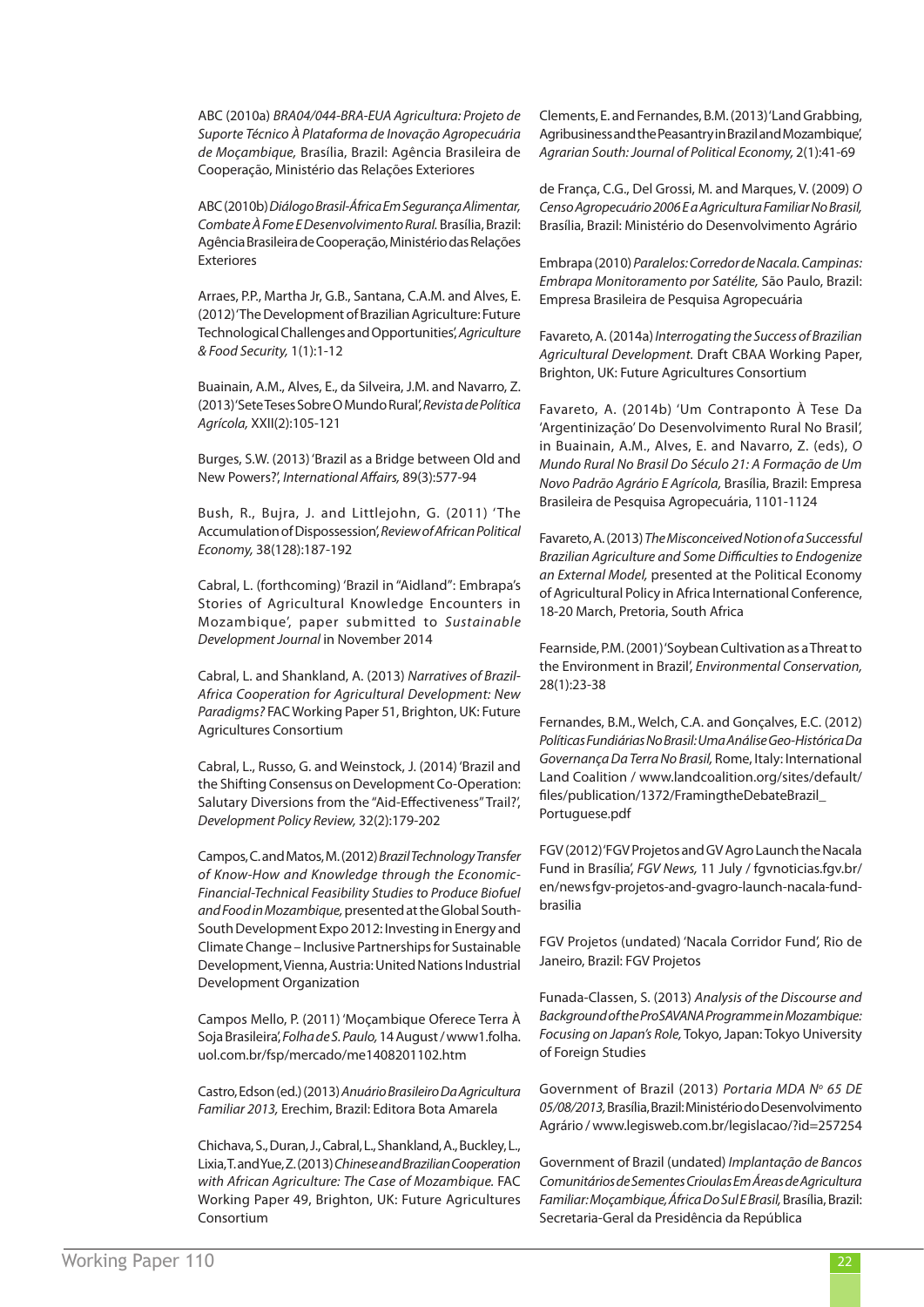ABC (2010a) *BRA04/044-BRA-EUA Agricultura: Projeto de Suporte Técnico À Plataforma de Inovação Agropecuária de Moçambique,* Brasília, Brazil: Agência Brasileira de Cooperação, Ministério das Relações Exteriores

ABC (2010b) *Diálogo Brasil-África Em Segurança Alimentar, Combate À Fome E Desenvolvimento Rural.* Brasília, Brazil: Agência Brasileira de Cooperação, Ministério das Relações Exteriores

Arraes, P.P., Martha Jr, G.B., Santana, C.A.M. and Alves, E. (2012) 'The Development of Brazilian Agriculture: Future Technological Challenges and Opportunities', *Agriculture & Food Security,* 1(1):1-12

Buainain, A.M., Alves, E., da Silveira, J.M. and Navarro, Z. (2013) 'Sete Teses Sobre O Mundo Rural', *Revista de Política Agrícola,* XXII(2):105-121

Burges, S.W. (2013) 'Brazil as a Bridge between Old and New Powers?', *International Affairs,* 89(3):577-94

Bush, R., Bujra, J. and Littlejohn, G. (2011) 'The Accumulation of Dispossession', *Review of African Political Economy,* 38(128):187-192

Cabral, L. (forthcoming) 'Brazil in "Aidland": Embrapa's Stories of Agricultural Knowledge Encounters in Mozambique', paper submitted to *Sustainable Development Journal* in November 2014

Cabral, L. and Shankland, A. (2013) *Narratives of Brazil-Africa Cooperation for Agricultural Development: New Paradigms?* FAC Working Paper 51, Brighton, UK: Future Agricultures Consortium

Cabral, L., Russo, G. and Weinstock, J. (2014) 'Brazil and the Shifting Consensus on Development Co-Operation: Salutary Diversions from the "Aid-Effectiveness" Trail?', *Development Policy Review,* 32(2):179-202

Campos, C. and Matos, M. (2012) *Brazil Technology Transfer of Know-How and Knowledge through the Economic-Financial-Technical Feasibility Studies to Produce Biofuel and Food in Mozambique,* presented at the Global South-South Development Expo 2012: Investing in Energy and Climate Change – Inclusive Partnerships for Sustainable Development, Vienna, Austria: United Nations Industrial Development Organization

Campos Mello, P. (2011) 'Moçambique Oferece Terra À Soja Brasileira', *Folha de S. Paulo,* 14 August / www1.folha.uol.com.br/fsp/mercado/me1408201102.htm

Castro, Edson (ed.) (2013) *Anuário Brasileiro Da Agricultura Familiar 2013,* Erechim, Brazil: Editora Bota Amarela

Chichava, S., Duran, J., Cabral, L., Shankland, A., Buckley, L., Lixia, T. and Yue, Z. (2013) *Chinese and Brazilian Cooperation with African Agriculture: The Case of Mozambique.* FAC Working Paper 49, Brighton, UK: Future Agricultures Consortium

Clements, E. and Fernandes, B.M. (2013) 'Land Grabbing, Agribusiness and the Peasantry in Brazil and Mozambique', *Agrarian South: Journal of Political Economy,* 2(1):41-69

de França, C.G., Del Grossi, M. and Marques, V. (2009) *O Censo Agropecuário 2006 E a Agricultura Familiar No Brasil,* Brasília, Brazil: Ministério do Desenvolvimento Agrário

Embrapa (2010) *Paralelos: Corredor de Nacala. Campinas: Embrapa Monitoramento por Satélite,* São Paulo, Brazil: Empresa Brasileira de Pesquisa Agropecuária

Favareto, A. (2014a) *Interrogating the Success of Brazilian Agricultural Development.* Draft CBAA Working Paper, Brighton, UK: Future Agricultures Consortium

Favareto, A. (2014b) 'Um Contraponto À Tese Da 'Argentinização' Do Desenvolvimento Rural No Brasil', in Buainain, A.M., Alves, E. and Navarro, Z. (eds), *O Mundo Rural No Brasil Do Século 21: A Formação de Um Novo Padrão Agrário E Agrícola,* Brasília, Brazil: Empresa Brasileira de Pesquisa Agropecuária, 1101-1124

Favareto, A. (2013) *The Misconceived Notion of a Successful Brazilian Agriculture and Some Difficulties to Endogenize an External Model,* presented at the Political Economy of Agricultural Policy in Africa International Conference, 18-20 March, Pretoria, South Africa

Fearnside, P.M. (2001) 'Soybean Cultivation as a Threat to the Environment in Brazil', *Environmental Conservation,* 28(1):23-38

Fernandes, B.M., Welch, C.A. and Gonçalves, E.C. (2012) *Políticas Fundiárias No Brasil: Uma Análise Geo-Histórica Da Governança Da Terra No Brasil,* Rome, Italy: International Land Coalition / www.landcoalition.org/sites/default/files/publication/1372/FramingtheDebateBrazil_Portuguese.pdf

FGV (2012) 'FGV Projetos and GV Agro Launch the Nacala Fund in Brasília', *FGV News,* 11 July / fgvnoticias.fgv.br/en/news fgv-projetos-and-gvagro-launch-nacala-fund-brasilia

FGV Projetos (undated) 'Nacala Corridor Fund', Rio de Janeiro, Brazil: FGV Projetos

Funada-Classen, S. (2013) *Analysis of the Discourse and Background of the ProSAVANA Programme in Mozambique: Focusing on Japan's Role,* Tokyo, Japan: Tokyo University of Foreign Studies

Government of Brazil (2013) *Portaria MDA Nº 65 DE 05/08/2013,* Brasília, Brazil: Ministério do Desenvolvimento Agrário / www.legisweb.com.br/legislacao/?id=257254

Government of Brazil (undated) *Implantação de Bancos Comunitários de Sementes Crioulas Em Áreas de Agricultura Familiar: Moçambique, África Do Sul E Brasil,* Brasília, Brazil: Secretaria-Geral da Presidência da República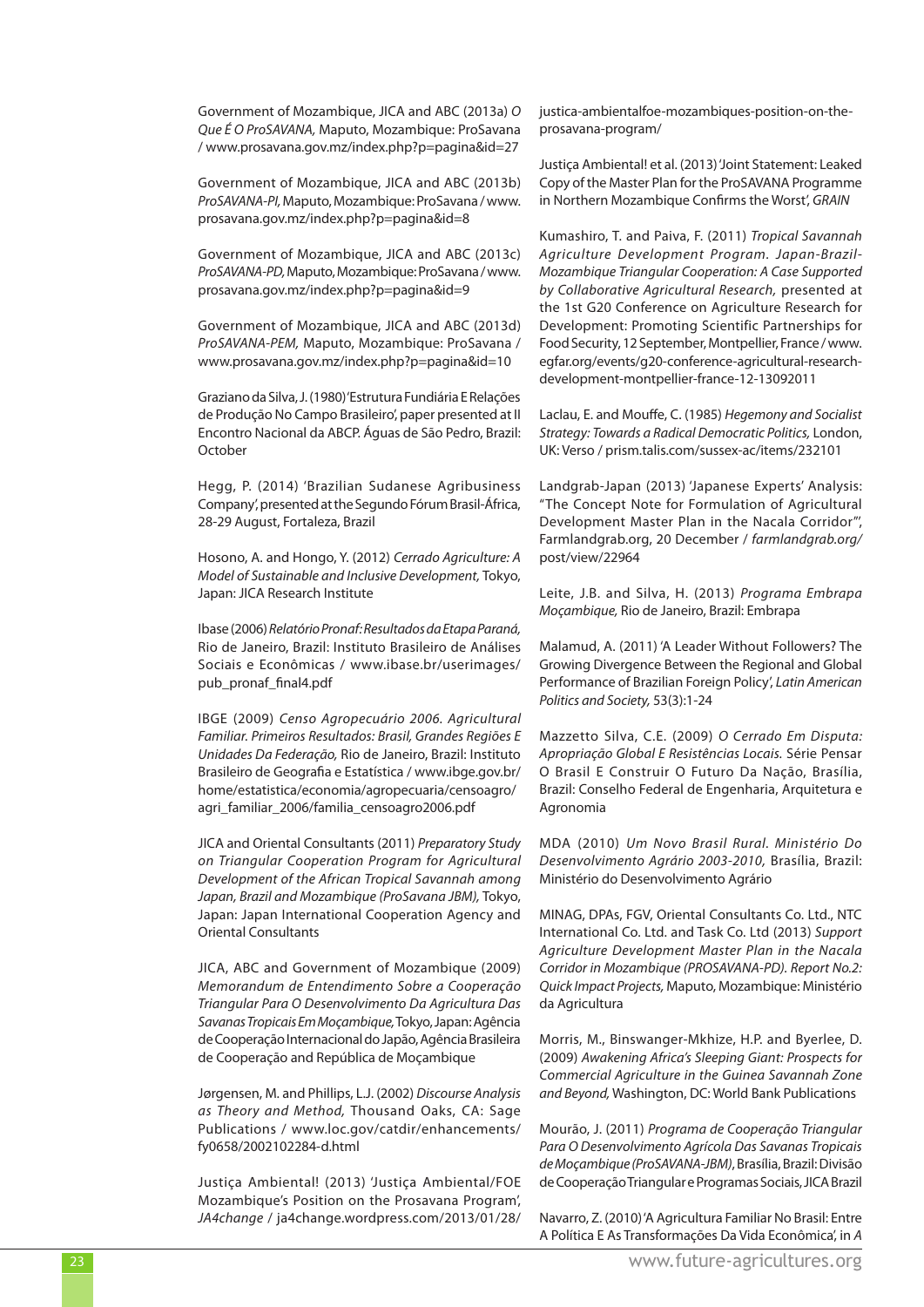Government of Mozambique, JICA and ABC (2013a) *O Que É O ProSAVANA,* Maputo, Mozambique: ProSavana / www.prosavana.gov.mz/index.php?p=pagina&id=27

Government of Mozambique, JICA and ABC (2013b) *ProSAVANA-PI,* Maputo, Mozambique: ProSavana / www.prosavana.gov.mz/index.php?p=pagina&id=8

Government of Mozambique, JICA and ABC (2013c) *ProSAVANA-PD,* Maputo, Mozambique: ProSavana / www.prosavana.gov.mz/index.php?p=pagina&id=9

Government of Mozambique, JICA and ABC (2013d) *ProSAVANA-PEM,* Maputo, Mozambique: ProSavana / www.prosavana.gov.mz/index.php?p=pagina&id=10

Graziano da Silva, J. (1980) 'Estrutura Fundiária E Relações de Produção No Campo Brasileiro', paper presented at II Encontro Nacional da ABCP. Águas de São Pedro, Brazil: October

Hegg, P. (2014) 'Brazilian Sudanese Agribusiness Company', presented at the Segundo Fórum Brasil-África, 28-29 August, Fortaleza, Brazil

Hosono, A. and Hongo, Y. (2012) *Cerrado Agriculture: A Model of Sustainable and Inclusive Development,* Tokyo, Japan: JICA Research Institute

Ibase (2006) *Relatório Pronaf: Resultados da Etapa Paraná,* Rio de Janeiro, Brazil: Instituto Brasileiro de Análises Sociais e Econômicas / www.ibase.br/userimages/pub_pronaf_final4.pdf

IBGE (2009) *Censo Agropecuário 2006. Agricultural Familiar. Primeiros Resultados: Brasil, Grandes Regiões E Unidades Da Federação,* Rio de Janeiro, Brazil: Instituto Brasileiro de Geografia e Estatística / www.ibge.gov.br/home/estatistica/economia/agropecuaria/censoagro/agri_familiar_2006/familia_censoagro2006.pdf

JICA and Oriental Consultants (2011) *Preparatory Study on Triangular Cooperation Program for Agricultural Development of the African Tropical Savannah among Japan, Brazil and Mozambique (ProSavana JBM),* Tokyo, Japan: Japan International Cooperation Agency and Oriental Consultants

JICA, ABC and Government of Mozambique (2009) *Memorandum de Entendimento Sobre a Cooperação Triangular Para O Desenvolvimento Da Agricultura Das Savanas Tropicais Em Moçambique,* Tokyo, Japan: Agência de Cooperação Internacional do Japão, Agência Brasileira de Cooperação and República de Moçambique

Jørgensen, M. and Phillips, L.J. (2002) *Discourse Analysis as Theory and Method,* Thousand Oaks, CA: Sage Publications / www.loc.gov/catdir/enhancements/fy0658/2002102284-d.html

Justiça Ambiental! (2013) 'Justiça Ambiental/FOE Mozambique's Position on the Prosavana Program', *JA4change* / ja4change.wordpress.com/2013/01/28/justica-ambientalfoe-mozambiques-position-on-the-prosavana-program/

Justiça Ambiental! et al. (2013) 'Joint Statement: Leaked Copy of the Master Plan for the ProSAVANA Programme in Northern Mozambique Confirms the Worst', *GRAIN*

Kumashiro, T. and Paiva, F. (2011) *Tropical Savannah Agriculture Development Program. Japan-Brazil-Mozambique Triangular Cooperation: A Case Supported by Collaborative Agricultural Research,* presented at the 1st G20 Conference on Agriculture Research for Development: Promoting Scientific Partnerships for Food Security, 12 September, Montpellier, France / www.egfar.org/events/g20-conference-agricultural-research-development-montpellier-france-12-13092011

Laclau, E. and Mouffe, C. (1985) *Hegemony and Socialist Strategy: Towards a Radical Democratic Politics,* London, UK: Verso / prism.talis.com/sussex-ac/items/232101

Landgrab-Japan (2013) 'Japanese Experts' Analysis: "The Concept Note for Formulation of Agricultural Development Master Plan in the Nacala Corridor"', Farmlandgrab.org, 20 December / *farmlandgrab.org/post/view/22964*

Leite, J.B. and Silva, H. (2013) *Programa Embrapa Moçambique,* Rio de Janeiro, Brazil: Embrapa

Malamud, A. (2011) 'A Leader Without Followers? The Growing Divergence Between the Regional and Global Performance of Brazilian Foreign Policy', *Latin American Politics and Society,* 53(3):1-24

Mazzetto Silva, C.E. (2009) *O Cerrado Em Disputa: Apropriação Global E Resistências Locais.* Série Pensar O Brasil E Construir O Futuro Da Nação, Brasília, Brazil: Conselho Federal de Engenharia, Arquitetura e Agronomia

MDA (2010) *Um Novo Brasil Rural. Ministério Do Desenvolvimento Agrário 2003-2010,* Brasília, Brazil: Ministério do Desenvolvimento Agrário

MINAG, DPAs, FGV, Oriental Consultants Co. Ltd., NTC International Co. Ltd. and Task Co. Ltd (2013) *Support Agriculture Development Master Plan in the Nacala Corridor in Mozambique (PROSAVANA-PD). Report No.2: Quick Impact Projects,* Maputo, Mozambique: Ministério da Agricultura

Morris, M., Binswanger-Mkhize, H.P. and Byerlee, D. (2009) *Awakening Africa's Sleeping Giant: Prospects for Commercial Agriculture in the Guinea Savannah Zone and Beyond,* Washington, DC: World Bank Publications

Mourão, J. (2011) *Programa de Cooperação Triangular Para O Desenvolvimento Agrícola Das Savanas Tropicais de Moçambique (ProSAVANA-JBM),* Brasília, Brazil: Divisão de Cooperação Triangular e Programas Sociais, JICA Brazil

Navarro, Z. (2010) 'A Agricultura Familiar No Brasil: Entre A Política E As Transformações Da Vida Econômica', in *A*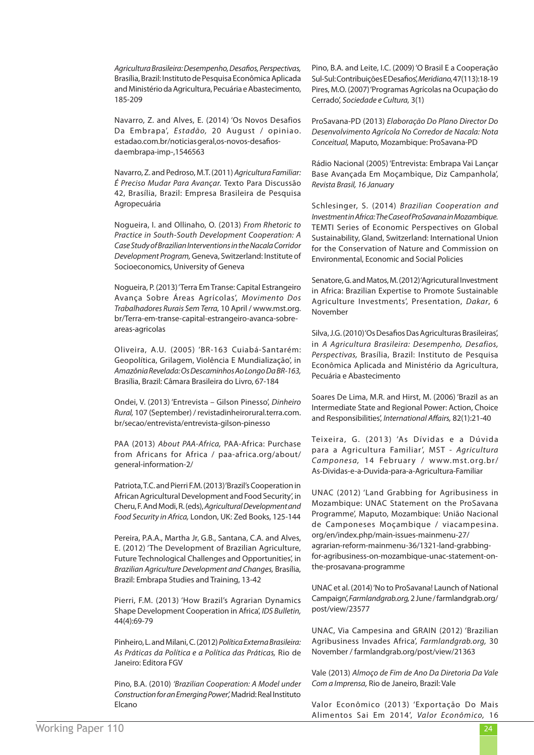*Agricultura Brasileira: Desempenho, Desafios, Perspectivas,* Brasília, Brazil: Instituto de Pesquisa Econômica Aplicada and Ministério da Agricultura, Pecuária e Abastecimento, 185-209

Navarro, Z. and Alves, E. (2014) 'Os Novos Desafios Da Embrapa', *Estadão,* 20 August / opiniao. estadao.com.br/noticias geral,os-novos-desafios-daembrapa-imp-,1546563

Navarro, Z. and Pedroso, M.T. (2011) *Agricultura Familiar: É Preciso Mudar Para Avançar.* Texto Para Discussão 42, Brasília, Brazil: Empresa Brasileira de Pesquisa Agropecuária

Nogueira, I. and Ollinaho, O. (2013) *From Rhetoric to Practice in South-South Development Cooperation: A Case Study of Brazilian Interventions in the Nacala Corridor Development Program,* Geneva, Switzerland: Institute of Socioeconomics, University of Geneva

Nogueira, P. (2013) 'Terra Em Transe: Capital Estrangeiro Avança Sobre Áreas Agrícolas', *Movimento Dos Trabalhadores Rurais Sem Terra,* 10 April / www.mst.org. br/Terra-em-transe-capital-estrangeiro-avanca-sobre-areas-agricolas

Oliveira, A.U. (2005) 'BR-163 Cuiabá-Santarém: Geopolítica, Grilagem, Violência E Mundialização', in *Amazônia Revelada: Os Descaminhos Ao Longo Da BR-163,* Brasília, Brazil: Câmara Brasileira do Livro, 67-184

Ondei, V. (2013) 'Entrevista – Gilson Pinesso', *Dinheiro Rural,* 107 (September) / revistadinheirorural.terra.com. br/secao/entrevista/entrevista-gilson-pinesso

PAA (2013) *About PAA-Africa,* PAA-Africa: Purchase from Africans for Africa / paa-africa.org/about/ general-information-2/

Patriota, T.C. and Pierri F.M. (2013) 'Brazil's Cooperation in African Agricultural Development and Food Security', in Cheru, F. And Modi, R. (eds), *Agricultural Development and Food Security in Africa,* London, UK: Zed Books, 125-144

Pereira, P.A.A., Martha Jr, G.B., Santana, C.A. and Alves, E. (2012) 'The Development of Brazilian Agriculture, Future Technological Challenges and Opportunities', in *Brazilian Agriculture Development and Changes,* Brasília, Brazil: Embrapa Studies and Training, 13-42

Pierri, F.M. (2013) 'How Brazil's Agrarian Dynamics Shape Development Cooperation in Africa', *IDS Bulletin,* 44(4):69-79

Pinheiro, L. and Milani, C. (2012) *Política Externa Brasileira: As Práticas da Política e a Política das Práticas,* Rio de Janeiro: Editora FGV

Pino, B.A. (2010) *'Brazilian Cooperation: A Model under Construction for an Emerging Power',* Madrid: Real Instituto Elcano

Pino, B.A. and Leite, I.C. (2009) 'O Brasil E a Cooperação Sul-Sul: Contribuições E Desafios', *Meridiano,* 47(113):18-19

Pires, M.O. (2007) 'Programas Agrícolas na Ocupação do Cerrado', *Sociedade e Cultura,* 3(1)

ProSavana-PD (2013) *Elaboração Do Plano Director Do Desenvolvimento Agrícola No Corredor de Nacala: Nota Conceitual,* Maputo, Mozambique: ProSavana-PD

Rádio Nacional (2005) 'Entrevista: Embrapa Vai Lançar Base Avançada Em Moçambique, Diz Campanhola', *Revista Brasil, 16 January*

Schlesinger, S. (2014) *Brazilian Cooperation and Investment in Africa: The Case of ProSavana in Mozambique.* TEMTI Series of Economic Perspectives on Global Sustainability, Gland, Switzerland: International Union for the Conservation of Nature and Commission on Environmental, Economic and Social Policies

Senatore, G. and Matos, M. (2012) 'Agricutural Investment in Africa: Brazilian Expertise to Promote Sustainable Agriculture Investments', Presentation, *Dakar*, 6 November

Silva, J.G. (2010) 'Os Desafios Das Agriculturas Brasileiras', in *A Agricultura Brasileira: Desempenho, Desafios, Perspectivas,* Brasília, Brazil: Instituto de Pesquisa Econômica Aplicada and Ministério da Agricultura, Pecuária e Abastecimento

Soares De Lima, M.R. and Hirst, M. (2006) 'Brazil as an Intermediate State and Regional Power: Action, Choice and Responsibilities', *International Affairs,* 82(1):21-40

Teixeira, G. (2013) 'As Dívidas e a Dúvida para a Agricultura Familiar', MST - *Agricultura Camponesa,* 14 February / www.mst.org.br/ As-Dividas-e-a-Duvida-para-a-Agricultura-Familiar

UNAC (2012) 'Land Grabbing for Agribusiness in Mozambique: UNAC Statement on the ProSavana Programme', Maputo, Mozambique: União Nacional de Camponeses Moçambique / viacampesina. org/en/index.php/main-issues-mainmenu-27/ agrarian-reform-mainmenu-36/1321-land-grabbing-for-agribusiness-on-mozambique-unac-statement-on-the-prosavana-programme

UNAC et al. (2014) 'No to ProSavana! Launch of National Campaign', *Farmlandgrab.org,* 2 June / farmlandgrab.org/ post/view/23577

UNAC, Via Campesina and GRAIN (2012) 'Brazilian Agribusiness Invades Africa', *Farmlandgrab.org,* 30 November / farmlandgrab.org/post/view/21363

Vale (2013) *Almoço de Fim de Ano Da Diretoria Da Vale Com a Imprensa,* Rio de Janeiro, Brazil: Vale

Valor Econômico (2013) 'Exportação Do Mais Alimentos Sai Em 2014', *Valor Econômico,* 16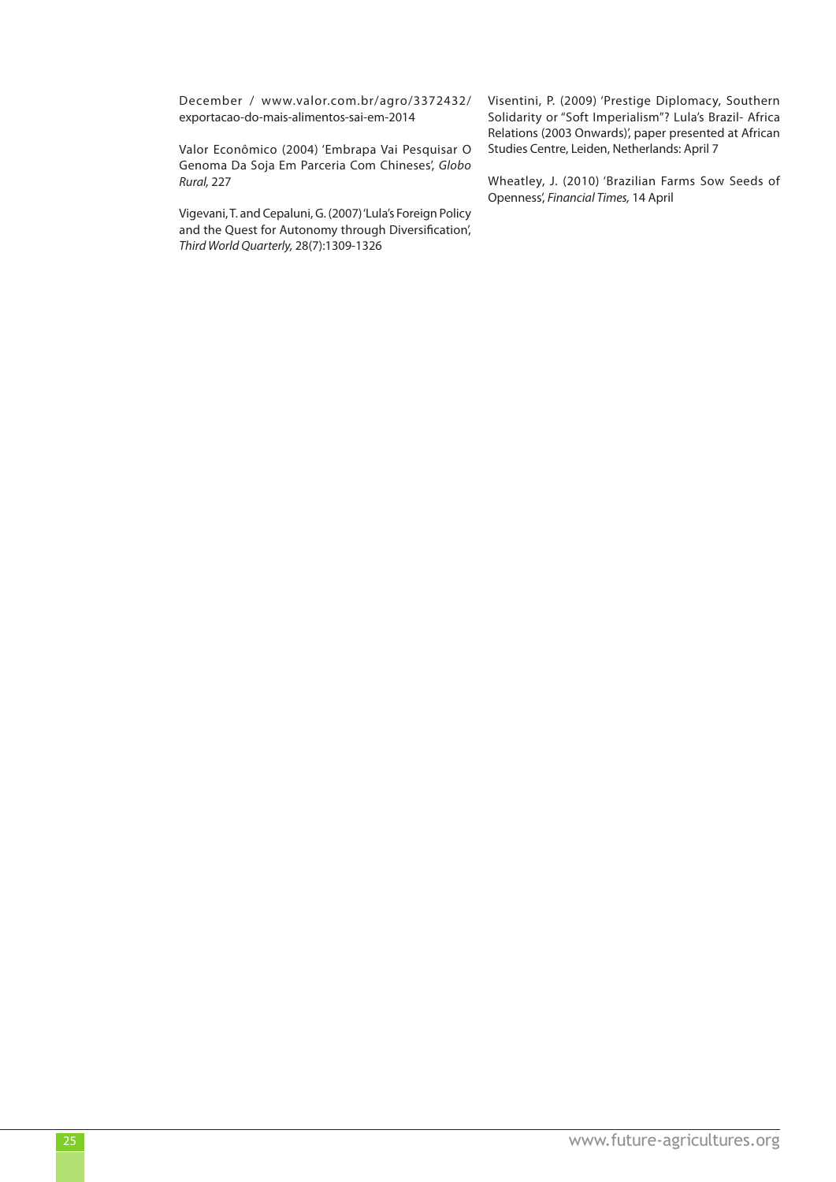December / www.valor.com.br/agro/3372432/exportacao-do-mais-alimentos-sai-em-2014

Valor Econômico (2004) 'Embrapa Vai Pesquisar O Genoma Da Soja Em Parceria Com Chineses', *Globo Rural,* 227

Vigevani, T. and Cepaluni, G. (2007) 'Lula's Foreign Policy and the Quest for Autonomy through Diversification', *Third World Quarterly,* 28(7):1309-1326

Visentini, P. (2009) 'Prestige Diplomacy, Southern Solidarity or "Soft Imperialism"? Lula's Brazil- Africa Relations (2003 Onwards)', paper presented at African Studies Centre, Leiden, Netherlands: April 7

Wheatley, J. (2010) 'Brazilian Farms Sow Seeds of Openness', *Financial Times,* 14 April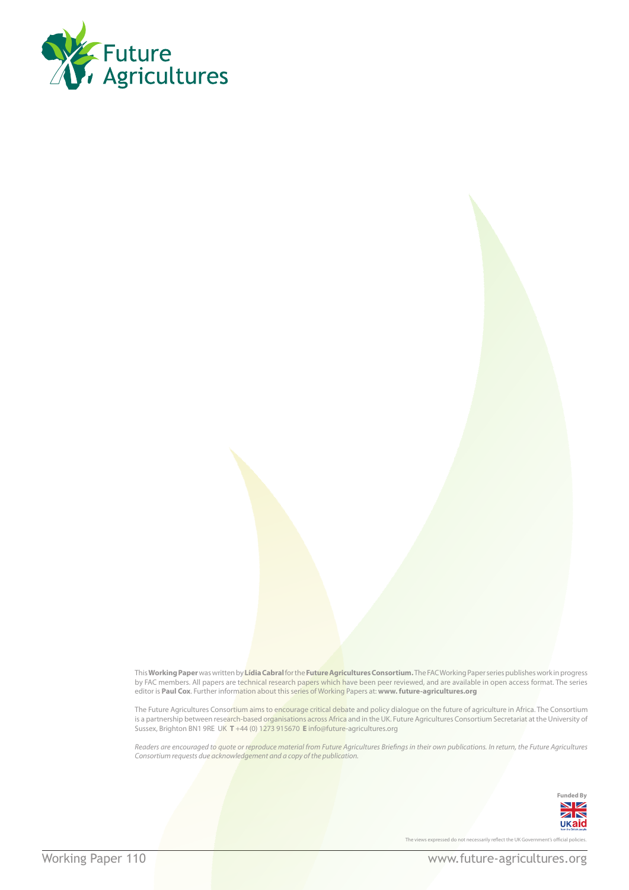This **Working Paper** was written by **Lídia Cabral** for the **Future Agricultures Consortium.** The FAC Working Paper series publishes work in progress by FAC members. All papers are technical research papers which have been peer reviewed, and are available in open access format. The series editor is **Paul Cox**. Further information about this series of Working Papers at: **www. future-agricultures.org**

The Future Agricultures Consortium aims to encourage critical debate and policy dialogue on the future of agriculture in Africa. The Consortium is a partnership between research-based organisations across Africa and in the UK. Future Agricultures Consortium Secretariat at the University of Sussex, Brighton BN1 9RE UK **T** +44 (0) 1273 915670 **E** info@future-agricultures.org

*Readers are encouraged to quote or reproduce material from Future Agricultures Briefings in their own publications. In return, the Future Agricultures Consortium requests due acknowledgement and a copy of the publication.*

**Funded By**

The views expressed do not necessarily reflect the UK Government's official policies.